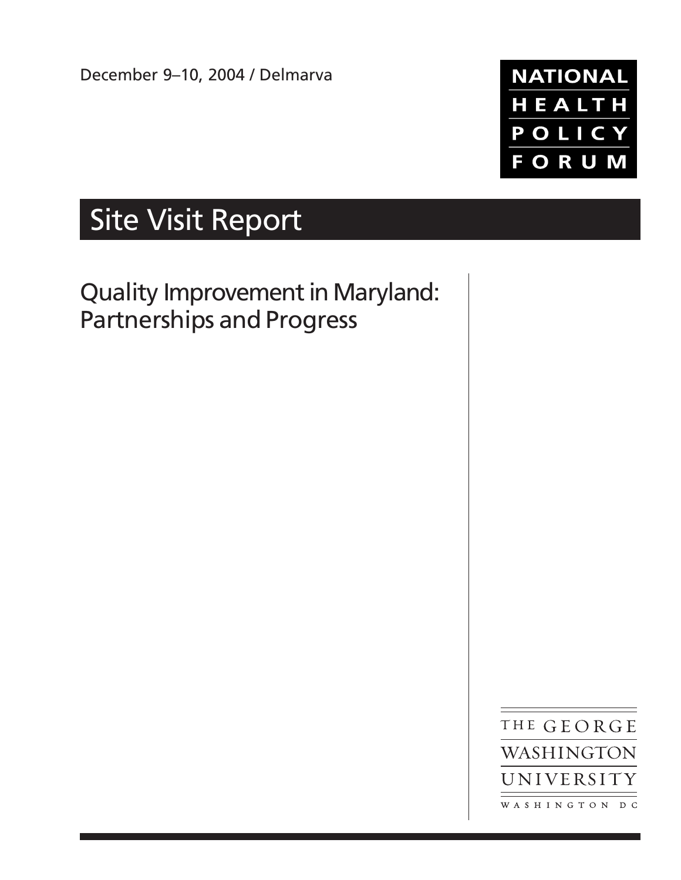December 9–10, 2004 / Delmarva

NATIONAL HEALTH POLICY FORUM

# Site Visit Report

## Quality Improvement in Maryland: Partnerships and Progress

THE GEORGE WASHINGTON UNIVERSITY
WASHINGTON DC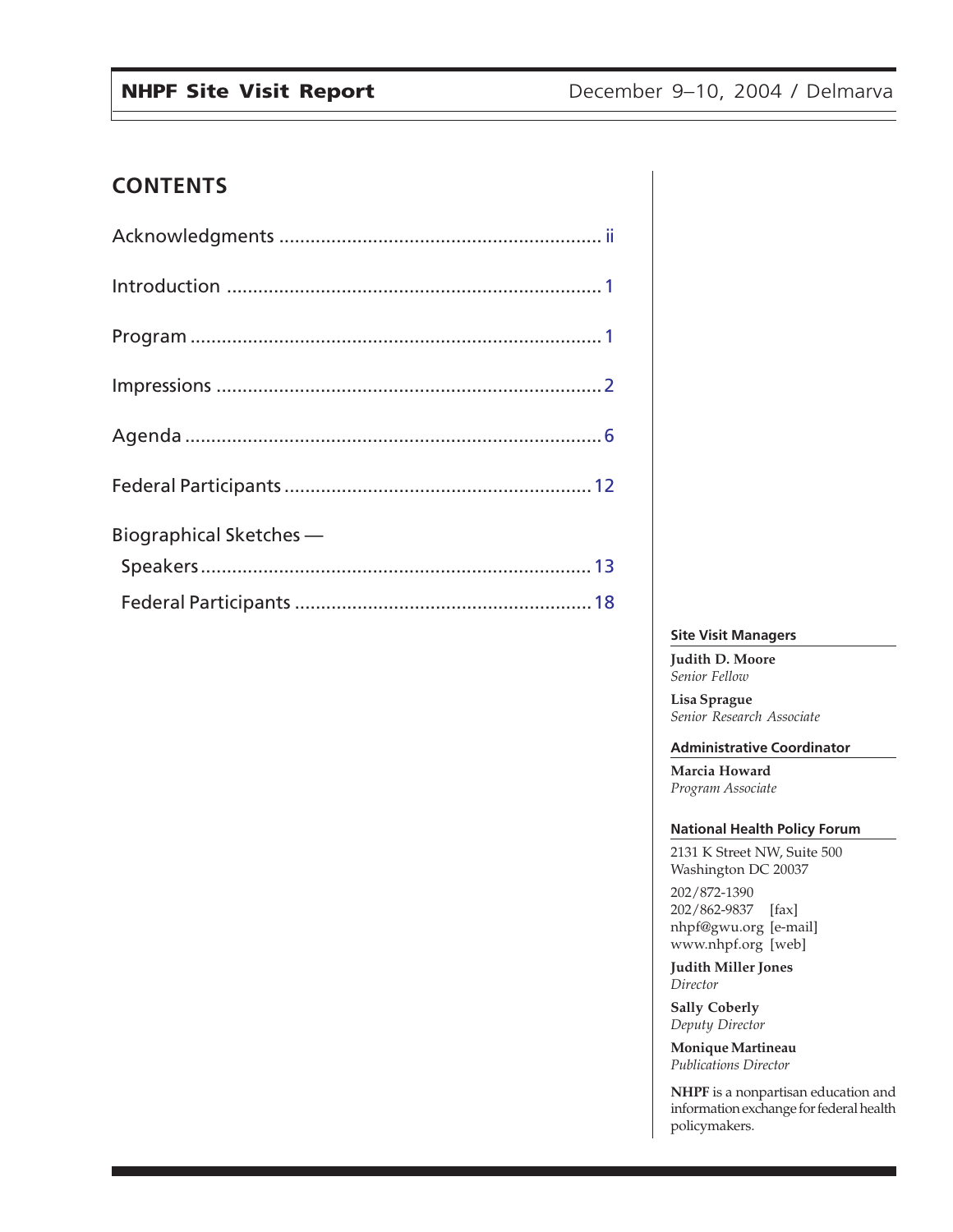# CONTENTS

Acknowledgments .............................................................. ii

Introduction ........................................................................ 1

Program .............................................................................. 1

Impressions ......................................................................... 2

Agenda ................................................................................ 6

Federal Participants .......................................................... 12

Biographical Sketches —

- Speakers .......................................................................... 13
- Federal Participants ........................................................ 18

**Site Visit Managers**

**Judith D. Moore**
*Senior Fellow*

**Lisa Sprague**
*Senior Research Associate*

**Administrative Coordinator**

**Marcia Howard**
*Program Associate*

**National Health Policy Forum**

2131 K Street NW, Suite 500
Washington DC 20037

202/872-1390
202/862-9837 [fax]
nhpf@gwu.org [e-mail]
www.nhpf.org [web]

**Judith Miller Jones**
*Director*

**Sally Coberly**
*Deputy Director*

**Monique Martineau**
*Publications Director*

**NHPF** is a nonpartisan education and information exchange for federal health policymakers.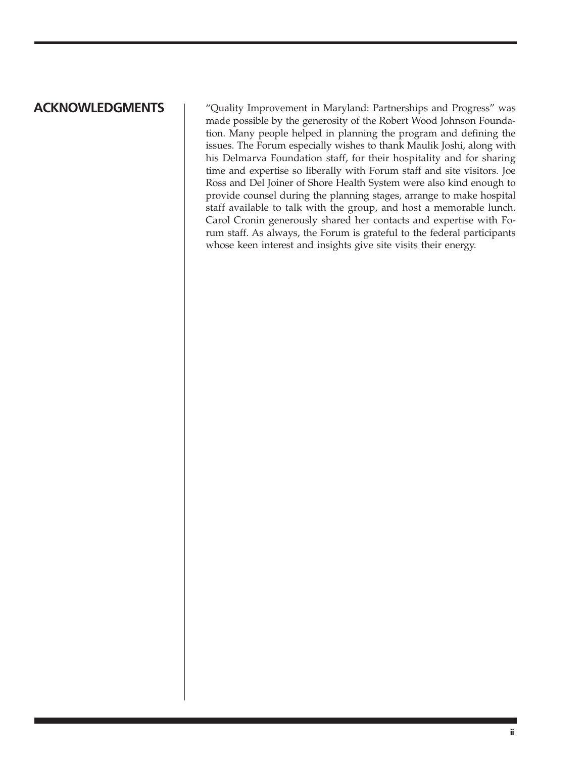## ACKNOWLEDGMENTS

"Quality Improvement in Maryland: Partnerships and Progress" was made possible by the generosity of the Robert Wood Johnson Foundation. Many people helped in planning the program and defining the issues. The Forum especially wishes to thank Maulik Joshi, along with his Delmarva Foundation staff, for their hospitality and for sharing time and expertise so liberally with Forum staff and site visitors. Joe Ross and Del Joiner of Shore Health System were also kind enough to provide counsel during the planning stages, arrange to make hospital staff available to talk with the group, and host a memorable lunch. Carol Cronin generously shared her contacts and expertise with Forum staff. As always, the Forum is grateful to the federal participants whose keen interest and insights give site visits their energy.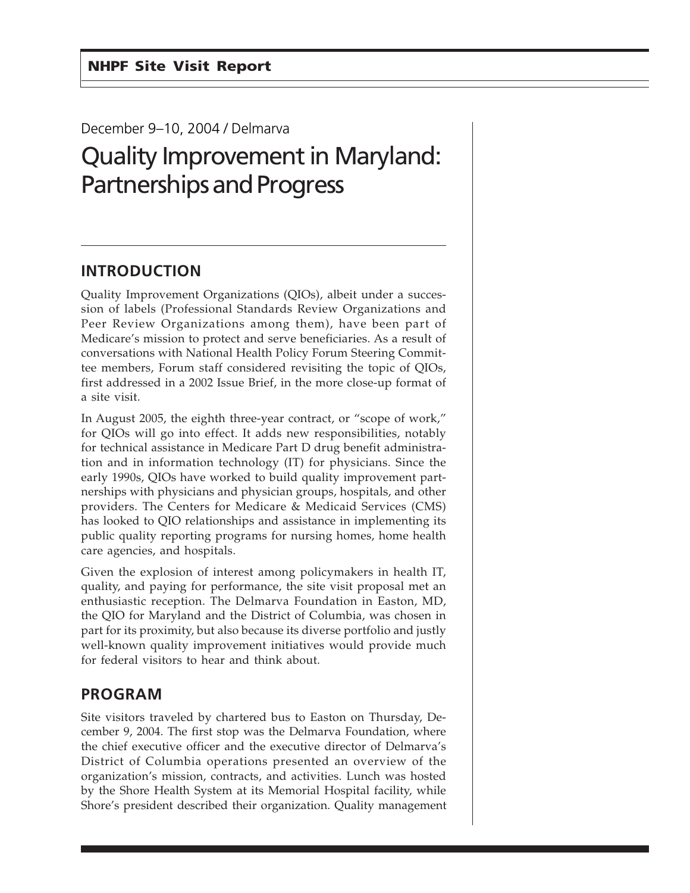December 9–10, 2004 / Delmarva

# Quality Improvement in Maryland: Partnerships and Progress

## INTRODUCTION

Quality Improvement Organizations (QIOs), albeit under a succession of labels (Professional Standards Review Organizations and Peer Review Organizations among them), have been part of Medicare's mission to protect and serve beneficiaries. As a result of conversations with National Health Policy Forum Steering Committee members, Forum staff considered revisiting the topic of QIOs, first addressed in a 2002 Issue Brief, in the more close-up format of a site visit.

In August 2005, the eighth three-year contract, or "scope of work," for QIOs will go into effect. It adds new responsibilities, notably for technical assistance in Medicare Part D drug benefit administration and in information technology (IT) for physicians. Since the early 1990s, QIOs have worked to build quality improvement partnerships with physicians and physician groups, hospitals, and other providers. The Centers for Medicare & Medicaid Services (CMS) has looked to QIO relationships and assistance in implementing its public quality reporting programs for nursing homes, home health care agencies, and hospitals.

Given the explosion of interest among policymakers in health IT, quality, and paying for performance, the site visit proposal met an enthusiastic reception. The Delmarva Foundation in Easton, MD, the QIO for Maryland and the District of Columbia, was chosen in part for its proximity, but also because its diverse portfolio and justly well-known quality improvement initiatives would provide much for federal visitors to hear and think about.

## PROGRAM

Site visitors traveled by chartered bus to Easton on Thursday, December 9, 2004. The first stop was the Delmarva Foundation, where the chief executive officer and the executive director of Delmarva's District of Columbia operations presented an overview of the organization's mission, contracts, and activities. Lunch was hosted by the Shore Health System at its Memorial Hospital facility, while Shore's president described their organization. Quality management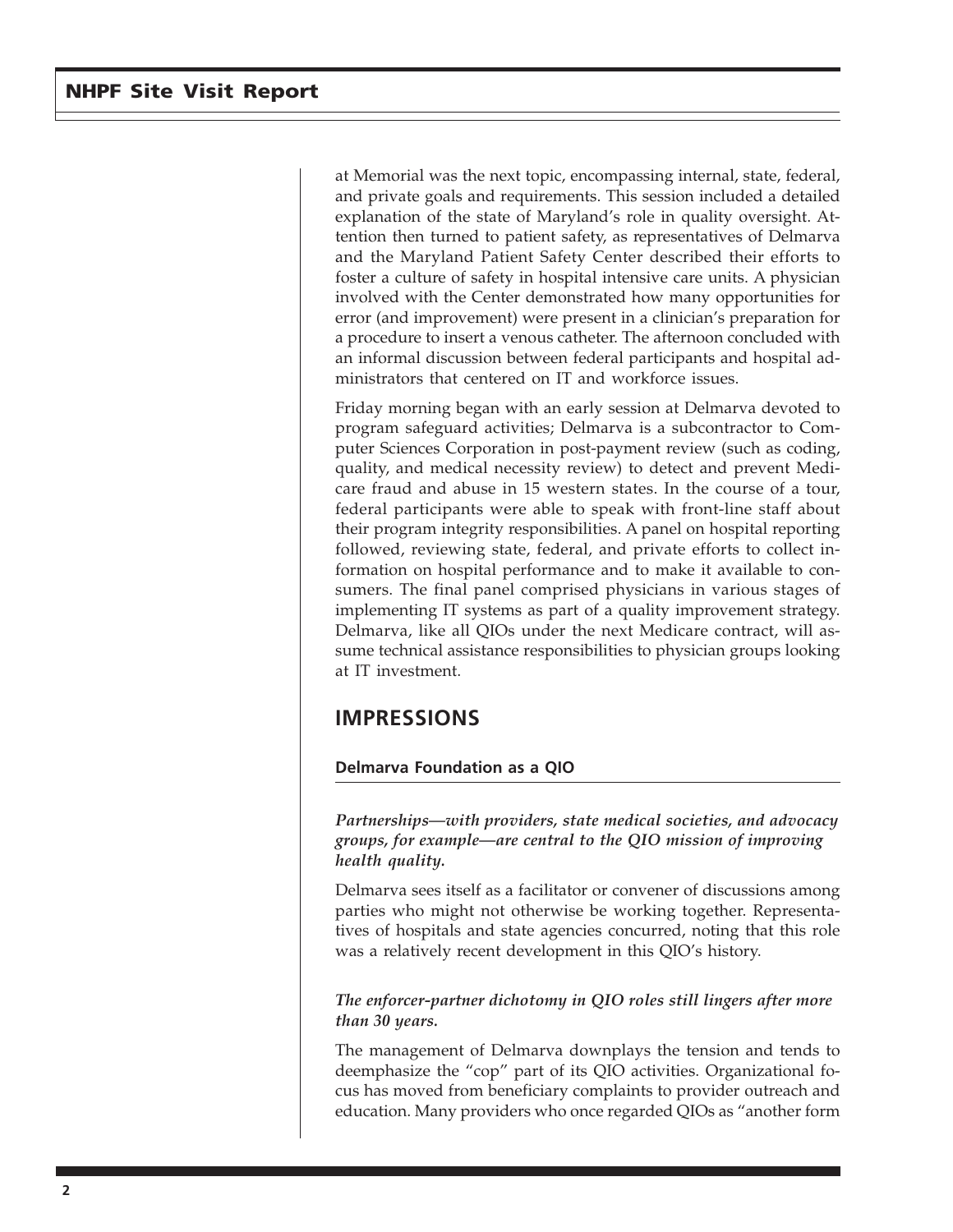at Memorial was the next topic, encompassing internal, state, federal, and private goals and requirements. This session included a detailed explanation of the state of Maryland's role in quality oversight. Attention then turned to patient safety, as representatives of Delmarva and the Maryland Patient Safety Center described their efforts to foster a culture of safety in hospital intensive care units. A physician involved with the Center demonstrated how many opportunities for error (and improvement) were present in a clinician's preparation for a procedure to insert a venous catheter. The afternoon concluded with an informal discussion between federal participants and hospital administrators that centered on IT and workforce issues.

Friday morning began with an early session at Delmarva devoted to program safeguard activities; Delmarva is a subcontractor to Computer Sciences Corporation in post-payment review (such as coding, quality, and medical necessity review) to detect and prevent Medicare fraud and abuse in 15 western states. In the course of a tour, federal participants were able to speak with front-line staff about their program integrity responsibilities. A panel on hospital reporting followed, reviewing state, federal, and private efforts to collect information on hospital performance and to make it available to consumers. The final panel comprised physicians in various stages of implementing IT systems as part of a quality improvement strategy. Delmarva, like all QIOs under the next Medicare contract, will assume technical assistance responsibilities to physician groups looking at IT investment.

## IMPRESSIONS

### Delmarva Foundation as a QIO

***Partnerships—with providers, state medical societies, and advocacy groups, for example—are central to the QIO mission of improving health quality.***

Delmarva sees itself as a facilitator or convener of discussions among parties who might not otherwise be working together. Representatives of hospitals and state agencies concurred, noting that this role was a relatively recent development in this QIO's history.

***The enforcer-partner dichotomy in QIO roles still lingers after more than 30 years.***

The management of Delmarva downplays the tension and tends to deemphasize the "cop" part of its QIO activities. Organizational focus has moved from beneficiary complaints to provider outreach and education. Many providers who once regarded QIOs as "another form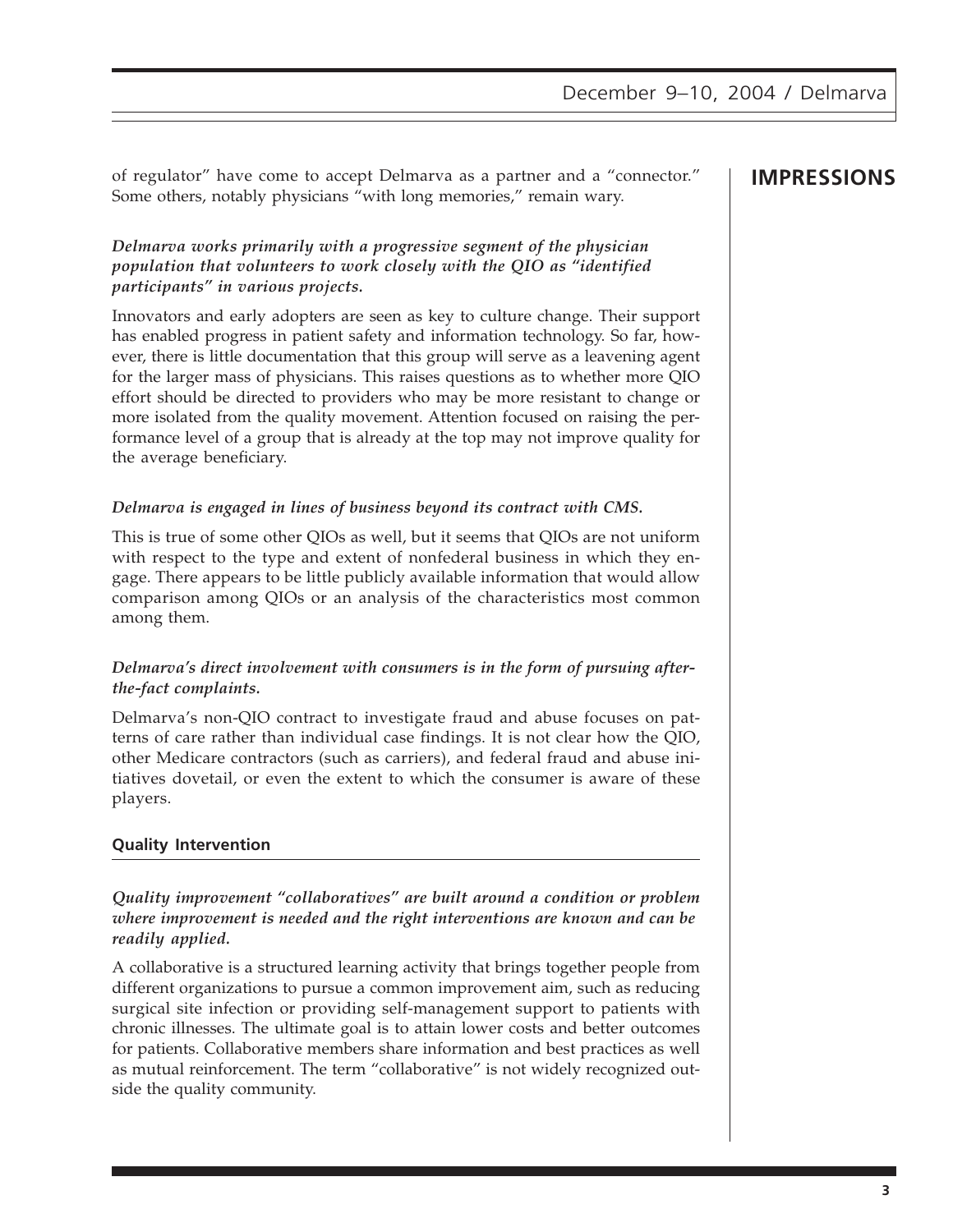## IMPRESSIONS

of regulator" have come to accept Delmarva as a partner and a "connector." Some others, notably physicians "with long memories," remain wary.

***Delmarva works primarily with a progressive segment of the physician population that volunteers to work closely with the QIO as "identified participants" in various projects.***

Innovators and early adopters are seen as key to culture change. Their support has enabled progress in patient safety and information technology. So far, however, there is little documentation that this group will serve as a leavening agent for the larger mass of physicians. This raises questions as to whether more QIO effort should be directed to providers who may be more resistant to change or more isolated from the quality movement. Attention focused on raising the performance level of a group that is already at the top may not improve quality for the average beneficiary.

***Delmarva is engaged in lines of business beyond its contract with CMS.***

This is true of some other QIOs as well, but it seems that QIOs are not uniform with respect to the type and extent of nonfederal business in which they engage. There appears to be little publicly available information that would allow comparison among QIOs or an analysis of the characteristics most common among them.

***Delmarva's direct involvement with consumers is in the form of pursuing after-the-fact complaints.***

Delmarva's non-QIO contract to investigate fraud and abuse focuses on patterns of care rather than individual case findings. It is not clear how the QIO, other Medicare contractors (such as carriers), and federal fraud and abuse initiatives dovetail, or even the extent to which the consumer is aware of these players.

### Quality Intervention

***Quality improvement "collaboratives" are built around a condition or problem where improvement is needed and the right interventions are known and can be readily applied.***

A collaborative is a structured learning activity that brings together people from different organizations to pursue a common improvement aim, such as reducing surgical site infection or providing self-management support to patients with chronic illnesses. The ultimate goal is to attain lower costs and better outcomes for patients. Collaborative members share information and best practices as well as mutual reinforcement. The term "collaborative" is not widely recognized outside the quality community.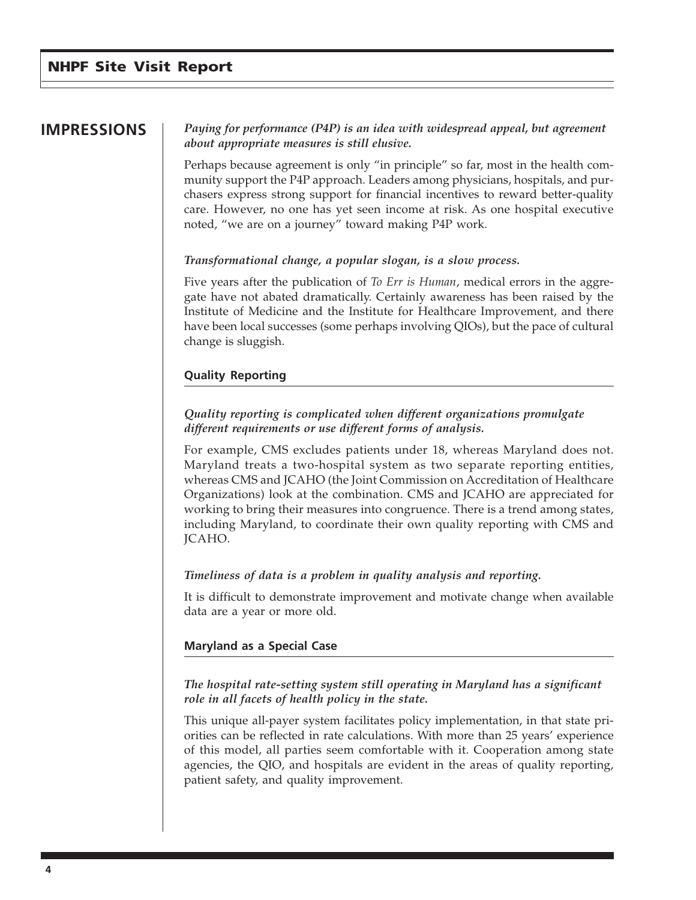## IMPRESSIONS

***Paying for performance (P4P) is an idea with widespread appeal, but agreement about appropriate measures is still elusive.***

Perhaps because agreement is only "in principle" so far, most in the health community support the P4P approach. Leaders among physicians, hospitals, and purchasers express strong support for financial incentives to reward better-quality care. However, no one has yet seen income at risk. As one hospital executive noted, "we are on a journey" toward making P4P work.

***Transformational change, a popular slogan, is a slow process.***

Five years after the publication of *To Err is Human*, medical errors in the aggregate have not abated dramatically. Certainly awareness has been raised by the Institute of Medicine and the Institute for Healthcare Improvement, and there have been local successes (some perhaps involving QIOs), but the pace of cultural change is sluggish.

### Quality Reporting

***Quality reporting is complicated when different organizations promulgate different requirements or use different forms of analysis.***

For example, CMS excludes patients under 18, whereas Maryland does not. Maryland treats a two-hospital system as two separate reporting entities, whereas CMS and JCAHO (the Joint Commission on Accreditation of Healthcare Organizations) look at the combination. CMS and JCAHO are appreciated for working to bring their measures into congruence. There is a trend among states, including Maryland, to coordinate their own quality reporting with CMS and JCAHO.

***Timeliness of data is a problem in quality analysis and reporting.***

It is difficult to demonstrate improvement and motivate change when available data are a year or more old.

### Maryland as a Special Case

***The hospital rate-setting system still operating in Maryland has a significant role in all facets of health policy in the state.***

This unique all-payer system facilitates policy implementation, in that state priorities can be reflected in rate calculations. With more than 25 years' experience of this model, all parties seem comfortable with it. Cooperation among state agencies, the QIO, and hospitals are evident in the areas of quality reporting, patient safety, and quality improvement.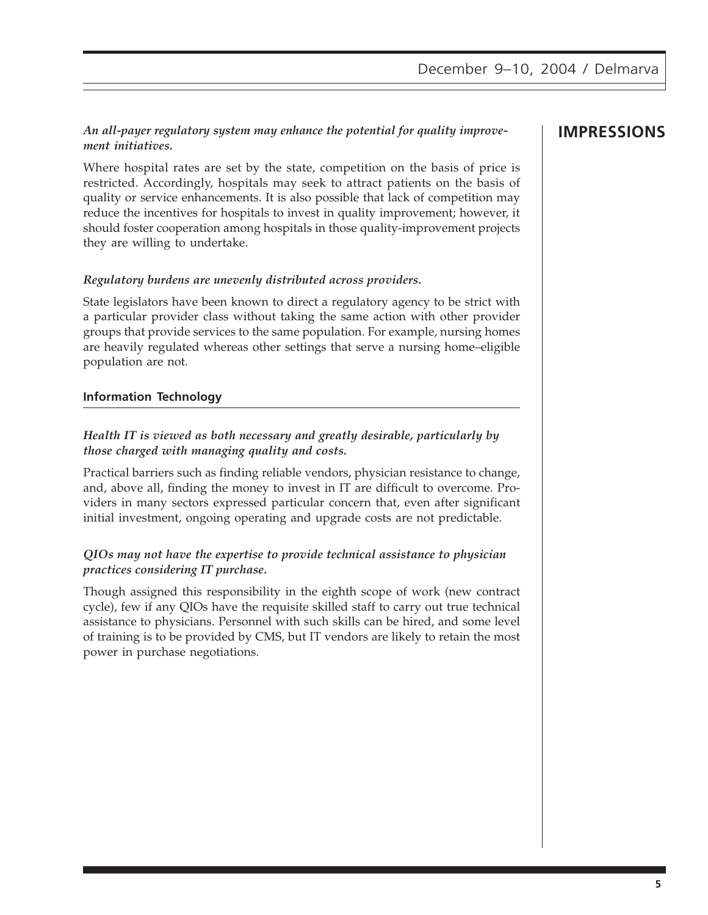## IMPRESSIONS

***An all-payer regulatory system may enhance the potential for quality improvement initiatives.***

Where hospital rates are set by the state, competition on the basis of price is restricted. Accordingly, hospitals may seek to attract patients on the basis of quality or service enhancements. It is also possible that lack of competition may reduce the incentives for hospitals to invest in quality improvement; however, it should foster cooperation among hospitals in those quality-improvement projects they are willing to undertake.

***Regulatory burdens are unevenly distributed across providers.***

State legislators have been known to direct a regulatory agency to be strict with a particular provider class without taking the same action with other provider groups that provide services to the same population. For example, nursing homes are heavily regulated whereas other settings that serve a nursing home–eligible population are not.

### Information Technology

***Health IT is viewed as both necessary and greatly desirable, particularly by those charged with managing quality and costs.***

Practical barriers such as finding reliable vendors, physician resistance to change, and, above all, finding the money to invest in IT are difficult to overcome. Providers in many sectors expressed particular concern that, even after significant initial investment, ongoing operating and upgrade costs are not predictable.

***QIOs may not have the expertise to provide technical assistance to physician practices considering IT purchase.***

Though assigned this responsibility in the eighth scope of work (new contract cycle), few if any QIOs have the requisite skilled staff to carry out true technical assistance to physicians. Personnel with such skills can be hired, and some level of training is to be provided by CMS, but IT vendors are likely to retain the most power in purchase negotiations.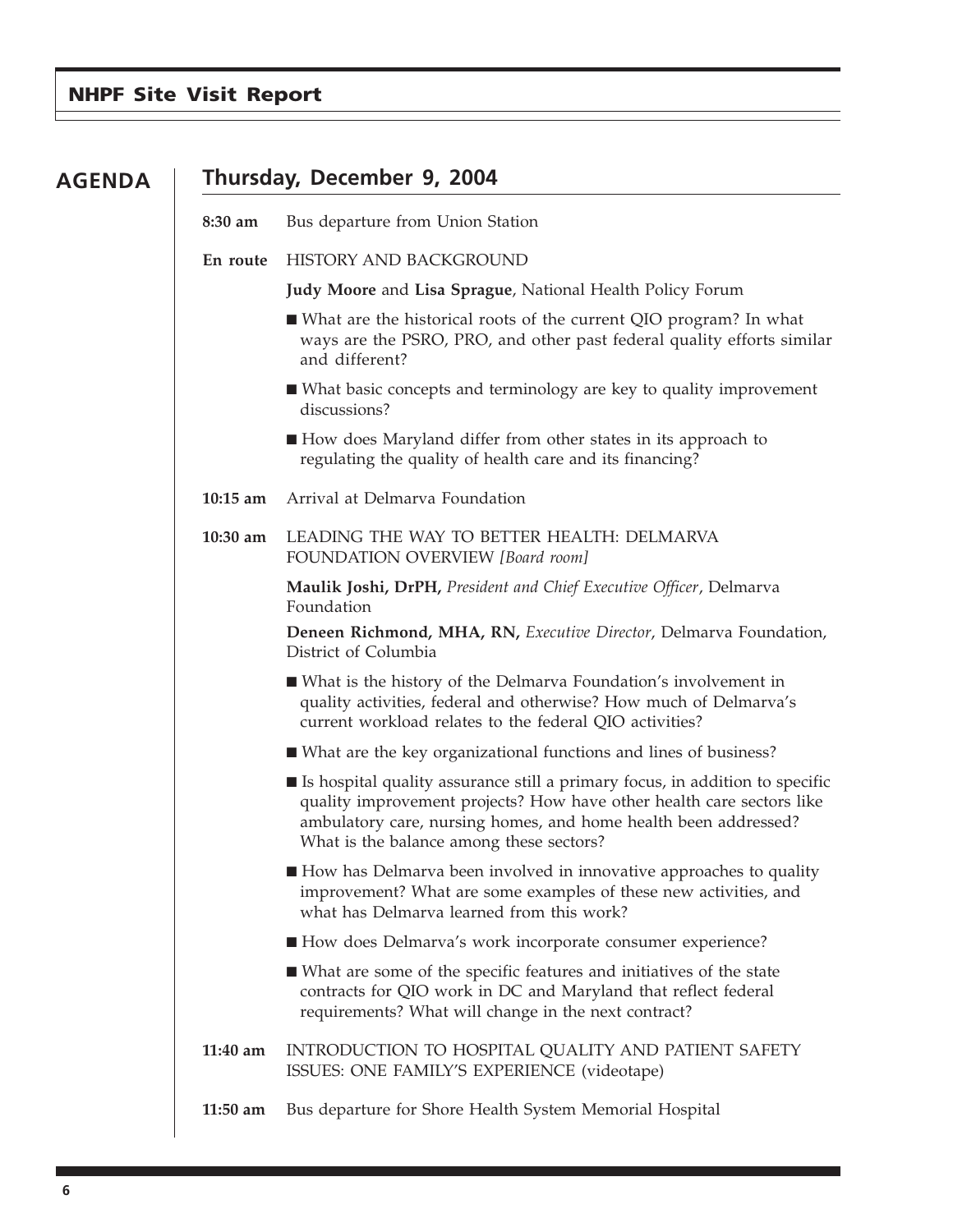## AGENDA

### Thursday, December 9, 2004

**8:30 am** Bus departure from Union Station

**En route** HISTORY AND BACKGROUND

**Judy Moore** and **Lisa Sprague**, National Health Policy Forum

- What are the historical roots of the current QIO program? In what ways are the PSRO, PRO, and other past federal quality efforts similar and different?
- What basic concepts and terminology are key to quality improvement discussions?
- How does Maryland differ from other states in its approach to regulating the quality of health care and its financing?

**10:15 am** Arrival at Delmarva Foundation

**10:30 am** LEADING THE WAY TO BETTER HEALTH: DELMARVA FOUNDATION OVERVIEW *[Board room]*

**Maulik Joshi, DrPH,** *President and Chief Executive Officer*, Delmarva Foundation

**Deneen Richmond, MHA, RN,** *Executive Director*, Delmarva Foundation, District of Columbia

- What is the history of the Delmarva Foundation's involvement in quality activities, federal and otherwise? How much of Delmarva's current workload relates to the federal QIO activities?
- What are the key organizational functions and lines of business?
- Is hospital quality assurance still a primary focus, in addition to specific quality improvement projects? How have other health care sectors like ambulatory care, nursing homes, and home health been addressed? What is the balance among these sectors?
- How has Delmarva been involved in innovative approaches to quality improvement? What are some examples of these new activities, and what has Delmarva learned from this work?
- How does Delmarva's work incorporate consumer experience?
- What are some of the specific features and initiatives of the state contracts for QIO work in DC and Maryland that reflect federal requirements? What will change in the next contract?

**11:40 am** INTRODUCTION TO HOSPITAL QUALITY AND PATIENT SAFETY ISSUES: ONE FAMILY'S EXPERIENCE (videotape)

**11:50 am** Bus departure for Shore Health System Memorial Hospital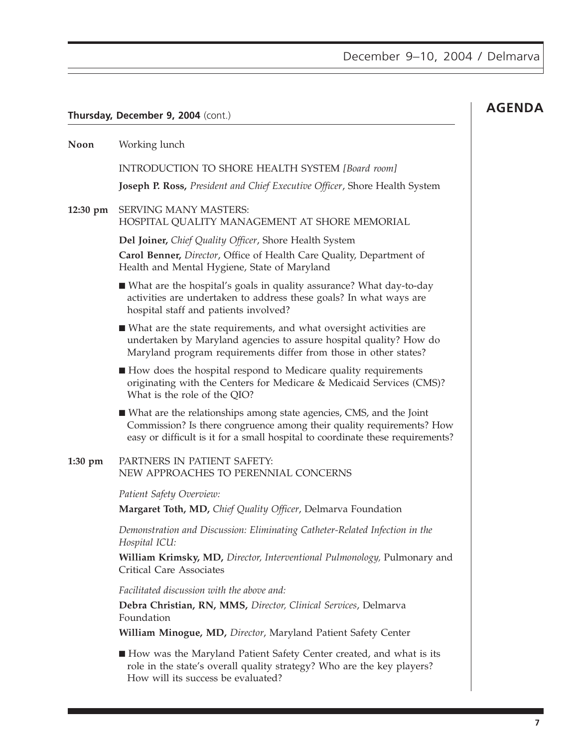## AGENDA

**Thursday, December 9, 2004** (cont.)

**Noon** Working lunch

INTRODUCTION TO SHORE HEALTH SYSTEM *[Board room]*

**Joseph P. Ross,** *President and Chief Executive Officer*, Shore Health System

**12:30 pm** SERVING MANY MASTERS:
HOSPITAL QUALITY MANAGEMENT AT SHORE MEMORIAL

**Del Joiner,** *Chief Quality Officer*, Shore Health System

**Carol Benner,** *Director*, Office of Health Care Quality, Department of Health and Mental Hygiene, State of Maryland

- What are the hospital's goals in quality assurance? What day-to-day activities are undertaken to address these goals? In what ways are hospital staff and patients involved?
- What are the state requirements, and what oversight activities are undertaken by Maryland agencies to assure hospital quality? How do Maryland program requirements differ from those in other states?
- How does the hospital respond to Medicare quality requirements originating with the Centers for Medicare & Medicaid Services (CMS)? What is the role of the QIO?
- What are the relationships among state agencies, CMS, and the Joint Commission? Is there congruence among their quality requirements? How easy or difficult is it for a small hospital to coordinate these requirements?

**1:30 pm** PARTNERS IN PATIENT SAFETY:
NEW APPROACHES TO PERENNIAL CONCERNS

*Patient Safety Overview:*

**Margaret Toth, MD,** *Chief Quality Officer*, Delmarva Foundation

*Demonstration and Discussion: Eliminating Catheter-Related Infection in the Hospital ICU:*

**William Krimsky, MD,** *Director, Interventional Pulmonology,* Pulmonary and Critical Care Associates

*Facilitated discussion with the above and:*

**Debra Christian, RN, MMS,** *Director, Clinical Services*, Delmarva Foundation

**William Minogue, MD,** *Director*, Maryland Patient Safety Center

- How was the Maryland Patient Safety Center created, and what is its role in the state's overall quality strategy? Who are the key players? How will its success be evaluated?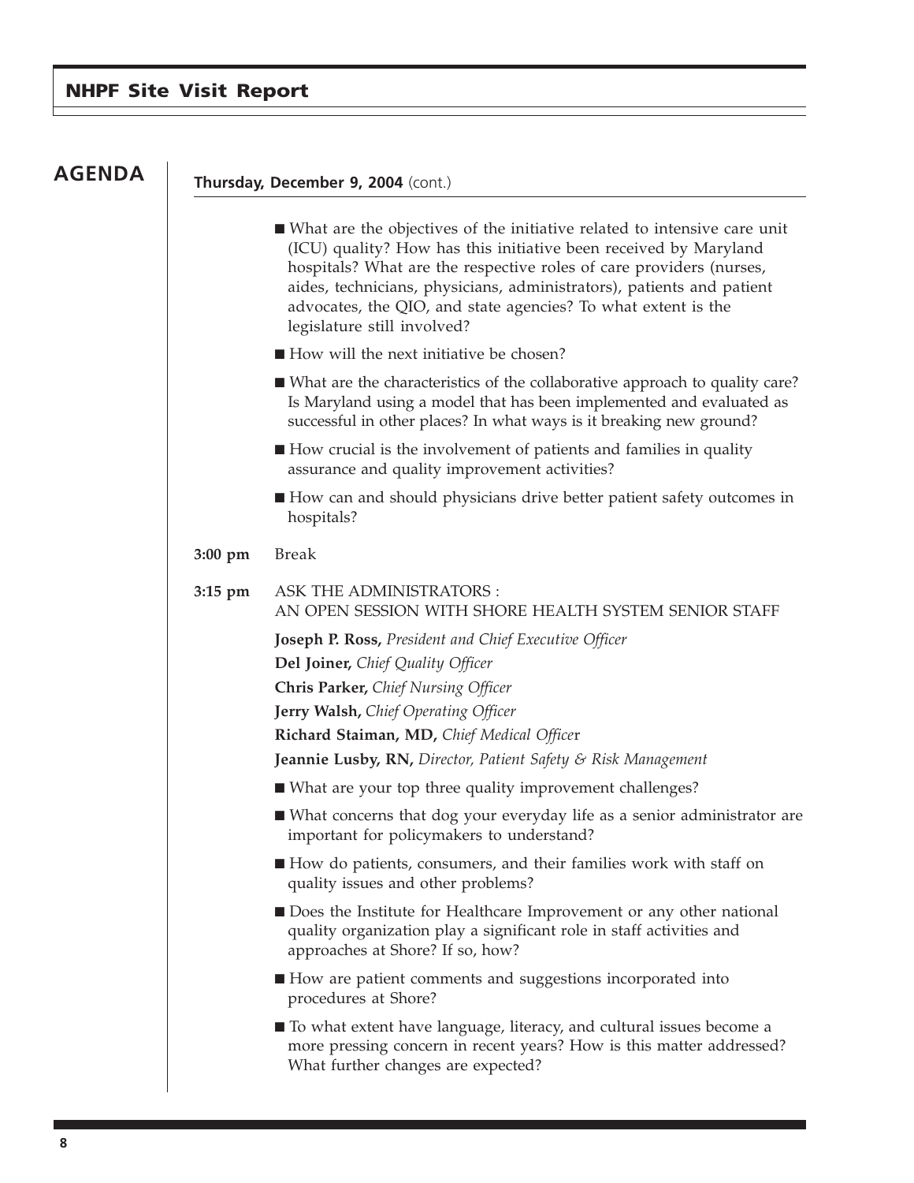## AGENDA

**Thursday, December 9, 2004** (cont.)

- What are the objectives of the initiative related to intensive care unit (ICU) quality? How has this initiative been received by Maryland hospitals? What are the respective roles of care providers (nurses, aides, technicians, physicians, administrators), patients and patient advocates, the QIO, and state agencies? To what extent is the legislature still involved?
- How will the next initiative be chosen?
- What are the characteristics of the collaborative approach to quality care? Is Maryland using a model that has been implemented and evaluated as successful in other places? In what ways is it breaking new ground?
- How crucial is the involvement of patients and families in quality assurance and quality improvement activities?
- How can and should physicians drive better patient safety outcomes in hospitals?

**3:00 pm** Break

**3:15 pm** ASK THE ADMINISTRATORS : AN OPEN SESSION WITH SHORE HEALTH SYSTEM SENIOR STAFF

**Joseph P. Ross,** *President and Chief Executive Officer*

**Del Joiner,** *Chief Quality Officer*

**Chris Parker,** *Chief Nursing Officer*

**Jerry Walsh,** *Chief Operating Officer*

**Richard Staiman, MD,** *Chief Medical Officer*

**Jeannie Lusby, RN,** *Director, Patient Safety & Risk Management*

- What are your top three quality improvement challenges?
- What concerns that dog your everyday life as a senior administrator are important for policymakers to understand?
- How do patients, consumers, and their families work with staff on quality issues and other problems?
- Does the Institute for Healthcare Improvement or any other national quality organization play a significant role in staff activities and approaches at Shore? If so, how?
- How are patient comments and suggestions incorporated into procedures at Shore?
- To what extent have language, literacy, and cultural issues become a more pressing concern in recent years? How is this matter addressed? What further changes are expected?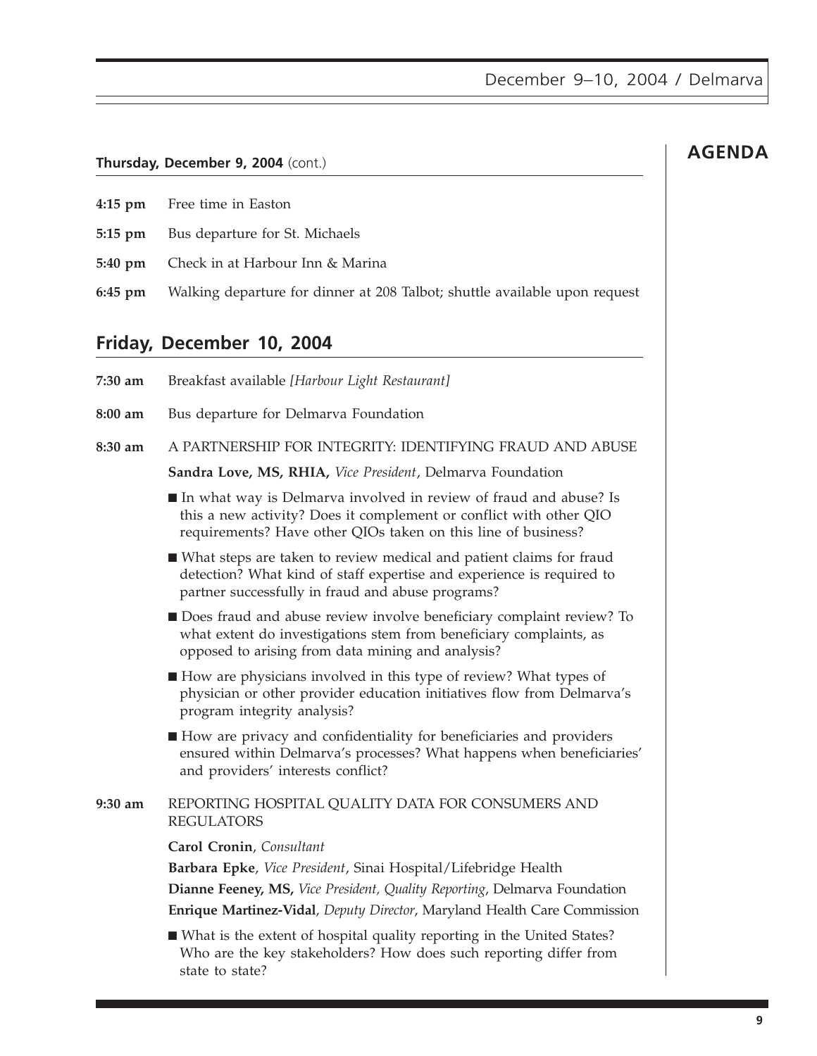## AGENDA

**Thursday, December 9, 2004** (cont.)

**4:15 pm** Free time in Easton

**5:15 pm** Bus departure for St. Michaels

**5:40 pm** Check in at Harbour Inn & Marina

**6:45 pm** Walking departure for dinner at 208 Talbot; shuttle available upon request

## Friday, December 10, 2004

**7:30 am** Breakfast available *[Harbour Light Restaurant]*

**8:00 am** Bus departure for Delmarva Foundation

**8:30 am** A PARTNERSHIP FOR INTEGRITY: IDENTIFYING FRAUD AND ABUSE

**Sandra Love, MS, RHIA,** *Vice President*, Delmarva Foundation

- In what way is Delmarva involved in review of fraud and abuse? Is this a new activity? Does it complement or conflict with other QIO requirements? Have other QIOs taken on this line of business?
- What steps are taken to review medical and patient claims for fraud detection? What kind of staff expertise and experience is required to partner successfully in fraud and abuse programs?
- Does fraud and abuse review involve beneficiary complaint review? To what extent do investigations stem from beneficiary complaints, as opposed to arising from data mining and analysis?
- How are physicians involved in this type of review? What types of physician or other provider education initiatives flow from Delmarva's program integrity analysis?
- How are privacy and confidentiality for beneficiaries and providers ensured within Delmarva's processes? What happens when beneficiaries' and providers' interests conflict?

**9:30 am** REPORTING HOSPITAL QUALITY DATA FOR CONSUMERS AND REGULATORS

**Carol Cronin**, *Consultant*

**Barbara Epke**, *Vice President*, Sinai Hospital/Lifebridge Health

**Dianne Feeney, MS,** *Vice President, Quality Reporting*, Delmarva Foundation

**Enrique Martinez-Vidal**, *Deputy Director*, Maryland Health Care Commission

- What is the extent of hospital quality reporting in the United States? Who are the key stakeholders? How does such reporting differ from state to state?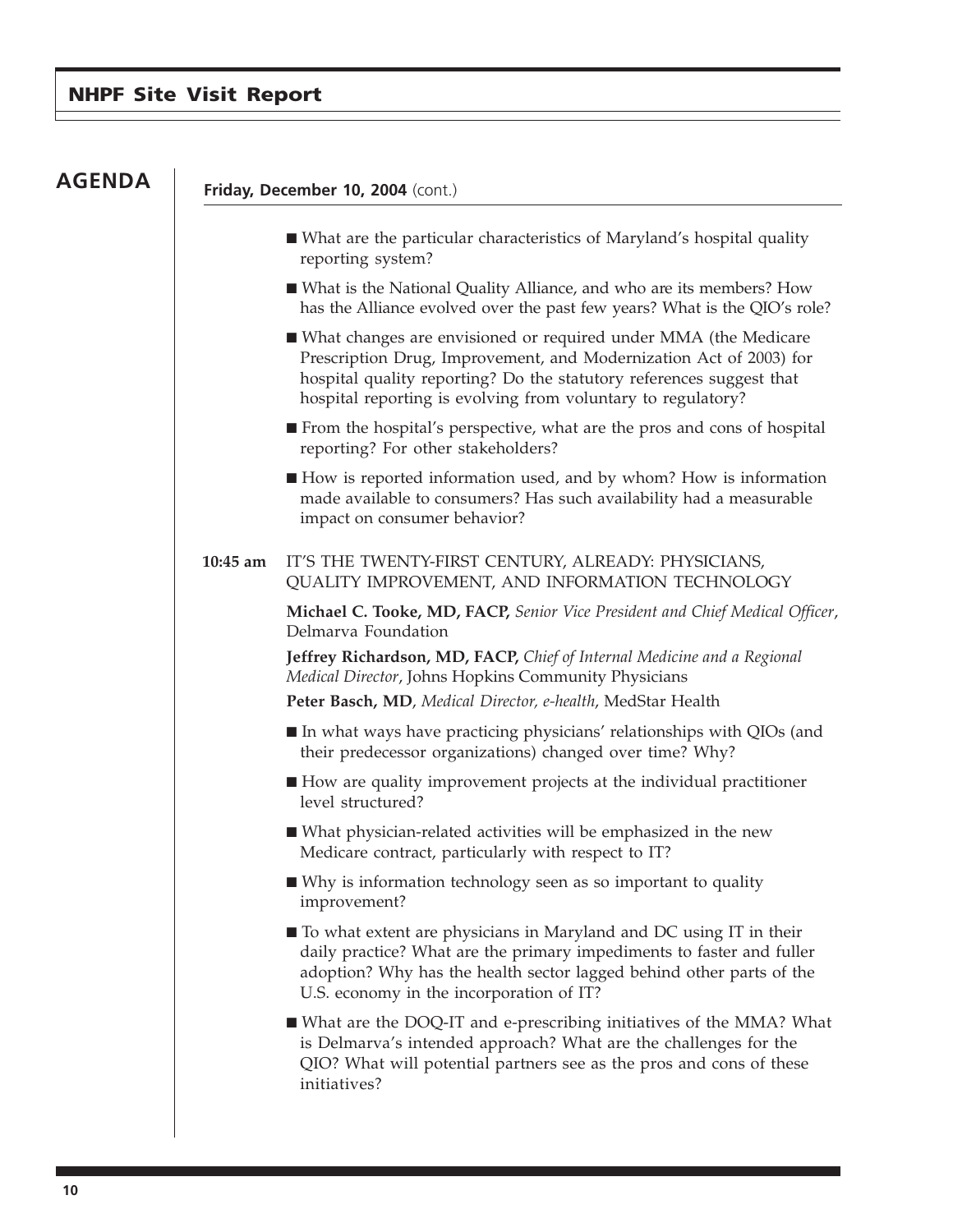## AGENDA

**Friday, December 10, 2004** (cont.)

- What are the particular characteristics of Maryland's hospital quality reporting system?
- What is the National Quality Alliance, and who are its members? How has the Alliance evolved over the past few years? What is the QIO's role?
- What changes are envisioned or required under MMA (the Medicare Prescription Drug, Improvement, and Modernization Act of 2003) for hospital quality reporting? Do the statutory references suggest that hospital reporting is evolving from voluntary to regulatory?
- From the hospital's perspective, what are the pros and cons of hospital reporting? For other stakeholders?
- How is reported information used, and by whom? How is information made available to consumers? Has such availability had a measurable impact on consumer behavior?

**10:45 am** IT'S THE TWENTY-FIRST CENTURY, ALREADY: PHYSICIANS, QUALITY IMPROVEMENT, AND INFORMATION TECHNOLOGY

**Michael C. Tooke, MD, FACP,** *Senior Vice President and Chief Medical Officer*, Delmarva Foundation

**Jeffrey Richardson, MD, FACP,** *Chief of Internal Medicine and a Regional Medical Director*, Johns Hopkins Community Physicians

**Peter Basch, MD**, *Medical Director, e-health*, MedStar Health

- In what ways have practicing physicians' relationships with QIOs (and their predecessor organizations) changed over time? Why?
- How are quality improvement projects at the individual practitioner level structured?
- What physician-related activities will be emphasized in the new Medicare contract, particularly with respect to IT?
- Why is information technology seen as so important to quality improvement?
- To what extent are physicians in Maryland and DC using IT in their daily practice? What are the primary impediments to faster and fuller adoption? Why has the health sector lagged behind other parts of the U.S. economy in the incorporation of IT?
- What are the DOQ-IT and e-prescribing initiatives of the MMA? What is Delmarva's intended approach? What are the challenges for the QIO? What will potential partners see as the pros and cons of these initiatives?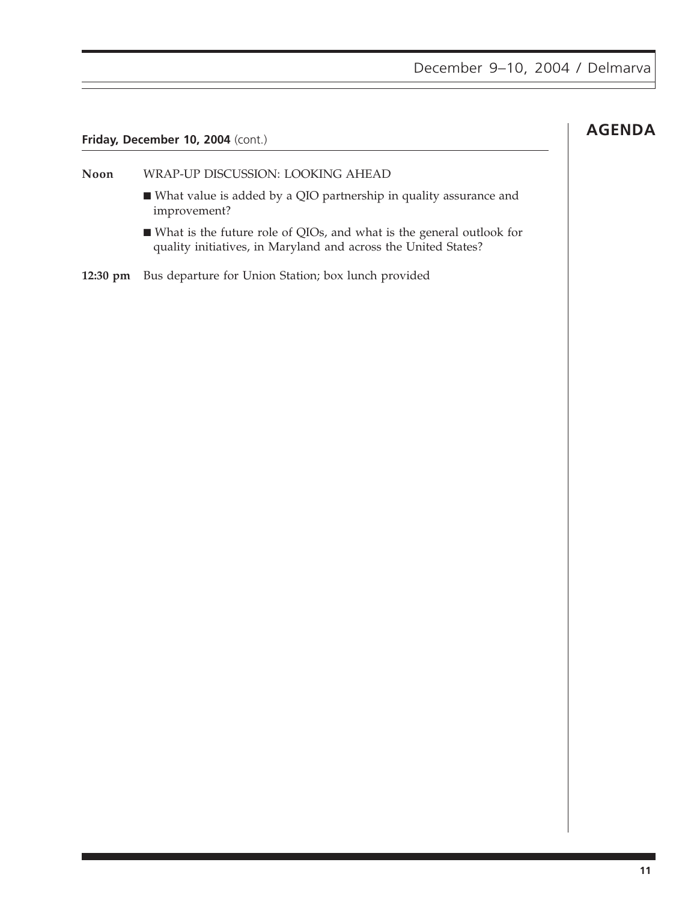## AGENDA

**Friday, December 10, 2004** (cont.)

**Noon** WRAP-UP DISCUSSION: LOOKING AHEAD

- What value is added by a QIO partnership in quality assurance and improvement?
- What is the future role of QIOs, and what is the general outlook for quality initiatives, in Maryland and across the United States?

**12:30 pm** Bus departure for Union Station; box lunch provided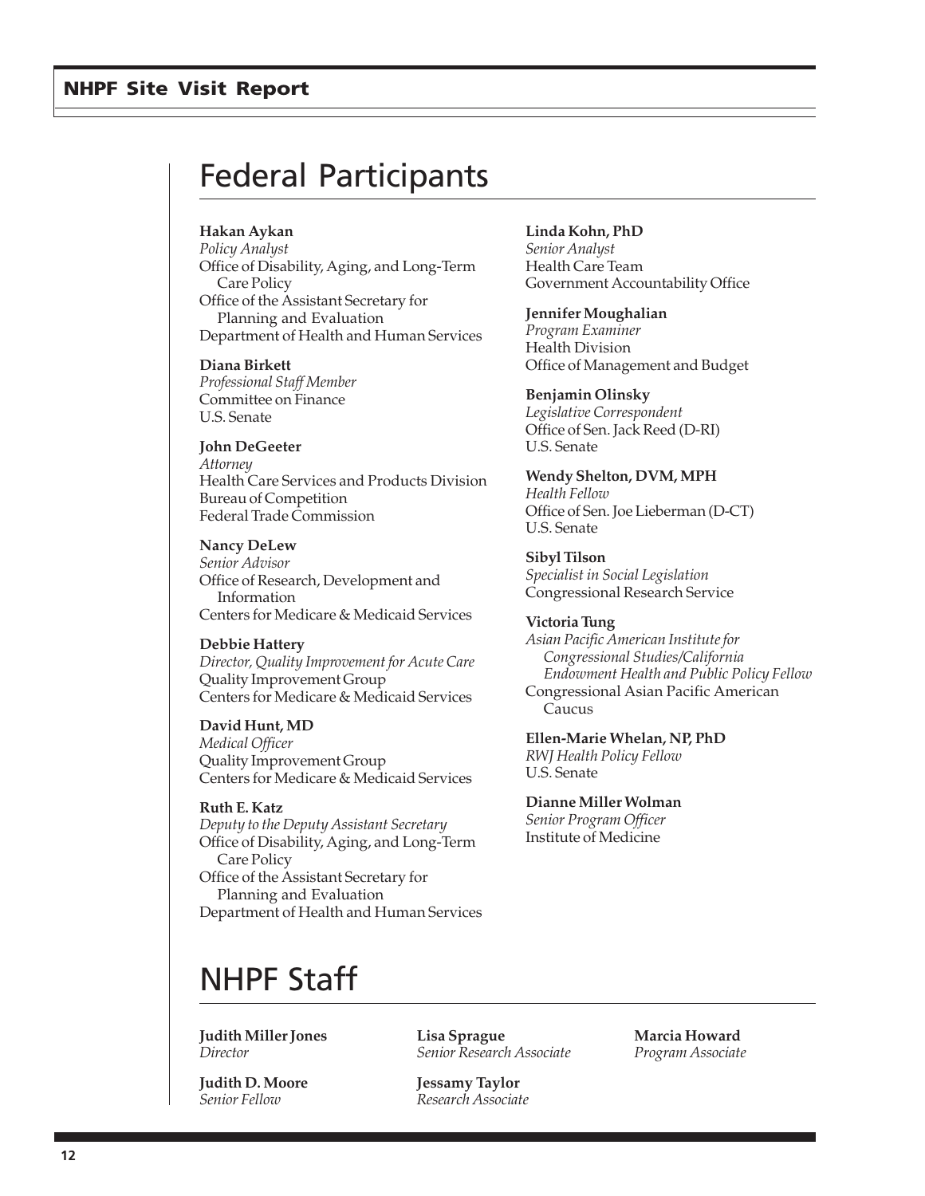# Federal Participants

**Hakan Aykan**
*Policy Analyst*
Office of Disability, Aging, and Long-Term Care Policy
Office of the Assistant Secretary for Planning and Evaluation
Department of Health and Human Services

**Diana Birkett**
*Professional Staff Member*
Committee on Finance
U.S. Senate

**John DeGeeter**
*Attorney*
Health Care Services and Products Division
Bureau of Competition
Federal Trade Commission

**Nancy DeLew**
*Senior Advisor*
Office of Research, Development and Information
Centers for Medicare & Medicaid Services

**Debbie Hattery**
*Director, Quality Improvement for Acute Care*
Quality Improvement Group
Centers for Medicare & Medicaid Services

**David Hunt, MD**
*Medical Officer*
Quality Improvement Group
Centers for Medicare & Medicaid Services

**Ruth E. Katz**
*Deputy to the Deputy Assistant Secretary*
Office of Disability, Aging, and Long-Term Care Policy
Office of the Assistant Secretary for Planning and Evaluation
Department of Health and Human Services

**Linda Kohn, PhD**
*Senior Analyst*
Health Care Team
Government Accountability Office

**Jennifer Moughalian**
*Program Examiner*
Health Division
Office of Management and Budget

**Benjamin Olinsky**
*Legislative Correspondent*
Office of Sen. Jack Reed (D-RI)
U.S. Senate

**Wendy Shelton, DVM, MPH**
*Health Fellow*
Office of Sen. Joe Lieberman (D-CT)
U.S. Senate

**Sibyl Tilson**
*Specialist in Social Legislation*
Congressional Research Service

**Victoria Tung**
*Asian Pacific American Institute for Congressional Studies/California Endowment Health and Public Policy Fellow*
Congressional Asian Pacific American Caucus

**Ellen-Marie Whelan, NP, PhD**
*RWJ Health Policy Fellow*
U.S. Senate

**Dianne Miller Wolman**
*Senior Program Officer*
Institute of Medicine

# NHPF Staff

**Judith Miller Jones**
*Director*

**Judith D. Moore**
*Senior Fellow*

**Lisa Sprague**
*Senior Research Associate*

**Jessamy Taylor**
*Research Associate*

**Marcia Howard**
*Program Associate*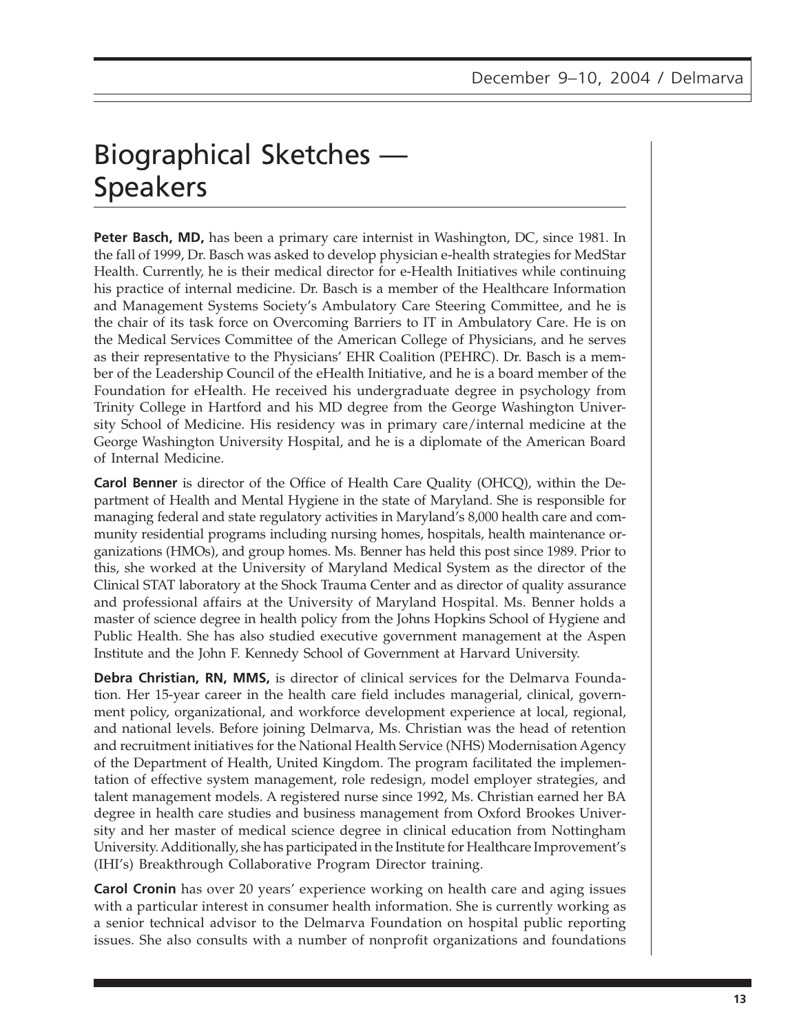# Biographical Sketches — Speakers

**Peter Basch, MD,** has been a primary care internist in Washington, DC, since 1981. In the fall of 1999, Dr. Basch was asked to develop physician e-health strategies for MedStar Health. Currently, he is their medical director for e-Health Initiatives while continuing his practice of internal medicine. Dr. Basch is a member of the Healthcare Information and Management Systems Society's Ambulatory Care Steering Committee, and he is the chair of its task force on Overcoming Barriers to IT in Ambulatory Care. He is on the Medical Services Committee of the American College of Physicians, and he serves as their representative to the Physicians' EHR Coalition (PEHRC). Dr. Basch is a member of the Leadership Council of the eHealth Initiative, and he is a board member of the Foundation for eHealth. He received his undergraduate degree in psychology from Trinity College in Hartford and his MD degree from the George Washington University School of Medicine. His residency was in primary care/internal medicine at the George Washington University Hospital, and he is a diplomate of the American Board of Internal Medicine.

**Carol Benner** is director of the Office of Health Care Quality (OHCQ), within the Department of Health and Mental Hygiene in the state of Maryland. She is responsible for managing federal and state regulatory activities in Maryland's 8,000 health care and community residential programs including nursing homes, hospitals, health maintenance organizations (HMOs), and group homes. Ms. Benner has held this post since 1989. Prior to this, she worked at the University of Maryland Medical System as the director of the Clinical STAT laboratory at the Shock Trauma Center and as director of quality assurance and professional affairs at the University of Maryland Hospital. Ms. Benner holds a master of science degree in health policy from the Johns Hopkins School of Hygiene and Public Health. She has also studied executive government management at the Aspen Institute and the John F. Kennedy School of Government at Harvard University.

**Debra Christian, RN, MMS,** is director of clinical services for the Delmarva Foundation. Her 15-year career in the health care field includes managerial, clinical, government policy, organizational, and workforce development experience at local, regional, and national levels. Before joining Delmarva, Ms. Christian was the head of retention and recruitment initiatives for the National Health Service (NHS) Modernisation Agency of the Department of Health, United Kingdom. The program facilitated the implementation of effective system management, role redesign, model employer strategies, and talent management models. A registered nurse since 1992, Ms. Christian earned her BA degree in health care studies and business management from Oxford Brookes University and her master of medical science degree in clinical education from Nottingham University. Additionally, she has participated in the Institute for Healthcare Improvement's (IHI's) Breakthrough Collaborative Program Director training.

**Carol Cronin** has over 20 years' experience working on health care and aging issues with a particular interest in consumer health information. She is currently working as a senior technical advisor to the Delmarva Foundation on hospital public reporting issues. She also consults with a number of nonprofit organizations and foundations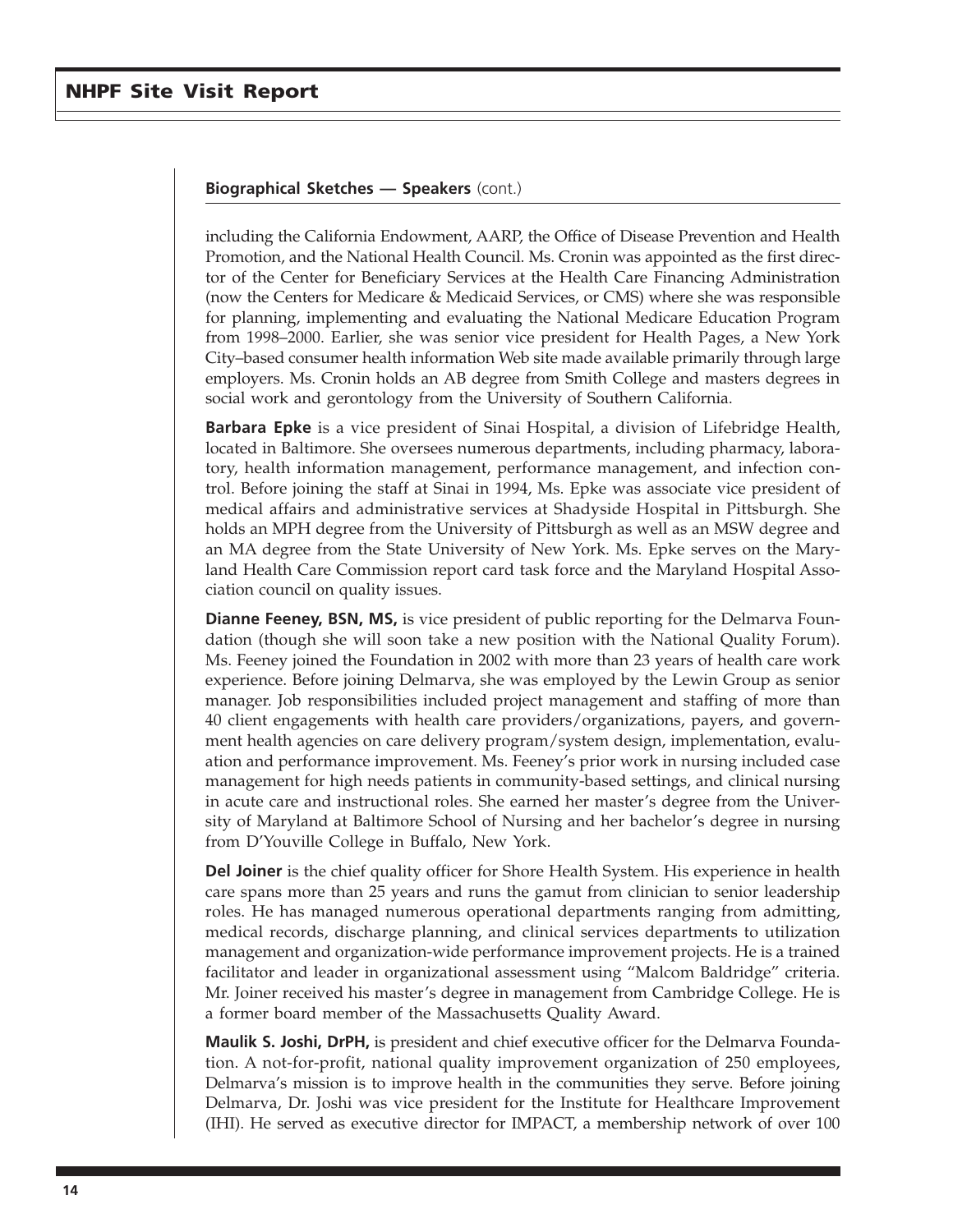**Biographical Sketches — Speakers** (cont.)

including the California Endowment, AARP, the Office of Disease Prevention and Health Promotion, and the National Health Council. Ms. Cronin was appointed as the first director of the Center for Beneficiary Services at the Health Care Financing Administration (now the Centers for Medicare & Medicaid Services, or CMS) where she was responsible for planning, implementing and evaluating the National Medicare Education Program from 1998–2000. Earlier, she was senior vice president for Health Pages, a New York City–based consumer health information Web site made available primarily through large employers. Ms. Cronin holds an AB degree from Smith College and masters degrees in social work and gerontology from the University of Southern California.

**Barbara Epke** is a vice president of Sinai Hospital, a division of Lifebridge Health, located in Baltimore. She oversees numerous departments, including pharmacy, laboratory, health information management, performance management, and infection control. Before joining the staff at Sinai in 1994, Ms. Epke was associate vice president of medical affairs and administrative services at Shadyside Hospital in Pittsburgh. She holds an MPH degree from the University of Pittsburgh as well as an MSW degree and an MA degree from the State University of New York. Ms. Epke serves on the Maryland Health Care Commission report card task force and the Maryland Hospital Association council on quality issues.

**Dianne Feeney, BSN, MS,** is vice president of public reporting for the Delmarva Foundation (though she will soon take a new position with the National Quality Forum). Ms. Feeney joined the Foundation in 2002 with more than 23 years of health care work experience. Before joining Delmarva, she was employed by the Lewin Group as senior manager. Job responsibilities included project management and staffing of more than 40 client engagements with health care providers/organizations, payers, and government health agencies on care delivery program/system design, implementation, evaluation and performance improvement. Ms. Feeney's prior work in nursing included case management for high needs patients in community-based settings, and clinical nursing in acute care and instructional roles. She earned her master's degree from the University of Maryland at Baltimore School of Nursing and her bachelor's degree in nursing from D'Youville College in Buffalo, New York.

**Del Joiner** is the chief quality officer for Shore Health System. His experience in health care spans more than 25 years and runs the gamut from clinician to senior leadership roles. He has managed numerous operational departments ranging from admitting, medical records, discharge planning, and clinical services departments to utilization management and organization-wide performance improvement projects. He is a trained facilitator and leader in organizational assessment using "Malcom Baldridge" criteria. Mr. Joiner received his master's degree in management from Cambridge College. He is a former board member of the Massachusetts Quality Award.

**Maulik S. Joshi, DrPH,** is president and chief executive officer for the Delmarva Foundation. A not-for-profit, national quality improvement organization of 250 employees, Delmarva's mission is to improve health in the communities they serve. Before joining Delmarva, Dr. Joshi was vice president for the Institute for Healthcare Improvement (IHI). He served as executive director for IMPACT, a membership network of over 100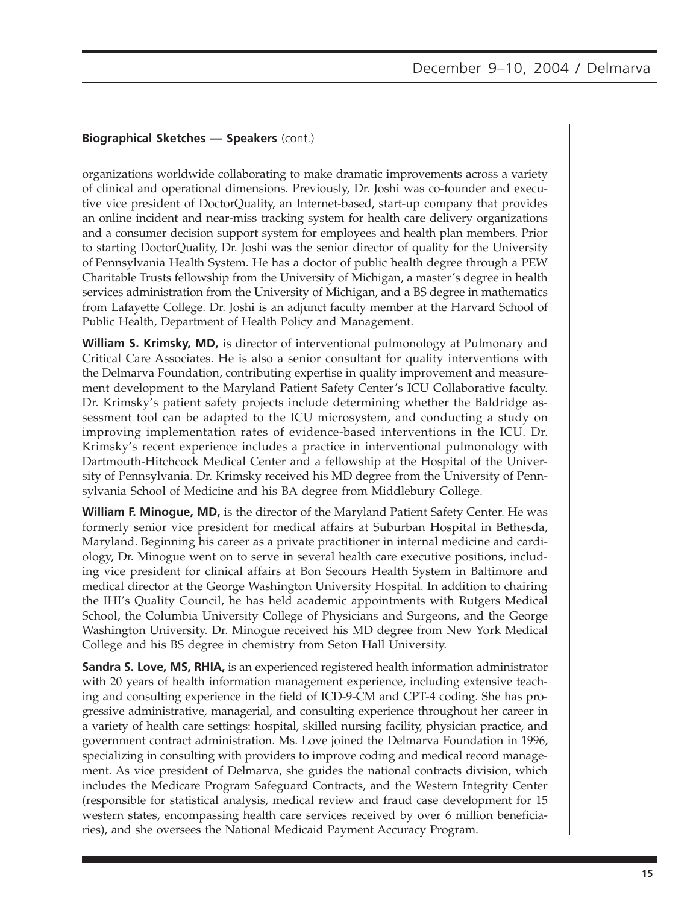**Biographical Sketches — Speakers** (cont.)

organizations worldwide collaborating to make dramatic improvements across a variety of clinical and operational dimensions. Previously, Dr. Joshi was co-founder and executive vice president of DoctorQuality, an Internet-based, start-up company that provides an online incident and near-miss tracking system for health care delivery organizations and a consumer decision support system for employees and health plan members. Prior to starting DoctorQuality, Dr. Joshi was the senior director of quality for the University of Pennsylvania Health System. He has a doctor of public health degree through a PEW Charitable Trusts fellowship from the University of Michigan, a master's degree in health services administration from the University of Michigan, and a BS degree in mathematics from Lafayette College. Dr. Joshi is an adjunct faculty member at the Harvard School of Public Health, Department of Health Policy and Management.

**William S. Krimsky, MD,** is director of interventional pulmonology at Pulmonary and Critical Care Associates. He is also a senior consultant for quality interventions with the Delmarva Foundation, contributing expertise in quality improvement and measurement development to the Maryland Patient Safety Center's ICU Collaborative faculty. Dr. Krimsky's patient safety projects include determining whether the Baldridge assessment tool can be adapted to the ICU microsystem, and conducting a study on improving implementation rates of evidence-based interventions in the ICU. Dr. Krimsky's recent experience includes a practice in interventional pulmonology with Dartmouth-Hitchcock Medical Center and a fellowship at the Hospital of the University of Pennsylvania. Dr. Krimsky received his MD degree from the University of Pennsylvania School of Medicine and his BA degree from Middlebury College.

**William F. Minogue, MD,** is the director of the Maryland Patient Safety Center. He was formerly senior vice president for medical affairs at Suburban Hospital in Bethesda, Maryland. Beginning his career as a private practitioner in internal medicine and cardiology, Dr. Minogue went on to serve in several health care executive positions, including vice president for clinical affairs at Bon Secours Health System in Baltimore and medical director at the George Washington University Hospital. In addition to chairing the IHI's Quality Council, he has held academic appointments with Rutgers Medical School, the Columbia University College of Physicians and Surgeons, and the George Washington University. Dr. Minogue received his MD degree from New York Medical College and his BS degree in chemistry from Seton Hall University.

**Sandra S. Love, MS, RHIA,** is an experienced registered health information administrator with 20 years of health information management experience, including extensive teaching and consulting experience in the field of ICD-9-CM and CPT-4 coding. She has progressive administrative, managerial, and consulting experience throughout her career in a variety of health care settings: hospital, skilled nursing facility, physician practice, and government contract administration. Ms. Love joined the Delmarva Foundation in 1996, specializing in consulting with providers to improve coding and medical record management. As vice president of Delmarva, she guides the national contracts division, which includes the Medicare Program Safeguard Contracts, and the Western Integrity Center (responsible for statistical analysis, medical review and fraud case development for 15 western states, encompassing health care services received by over 6 million beneficiaries), and she oversees the National Medicaid Payment Accuracy Program.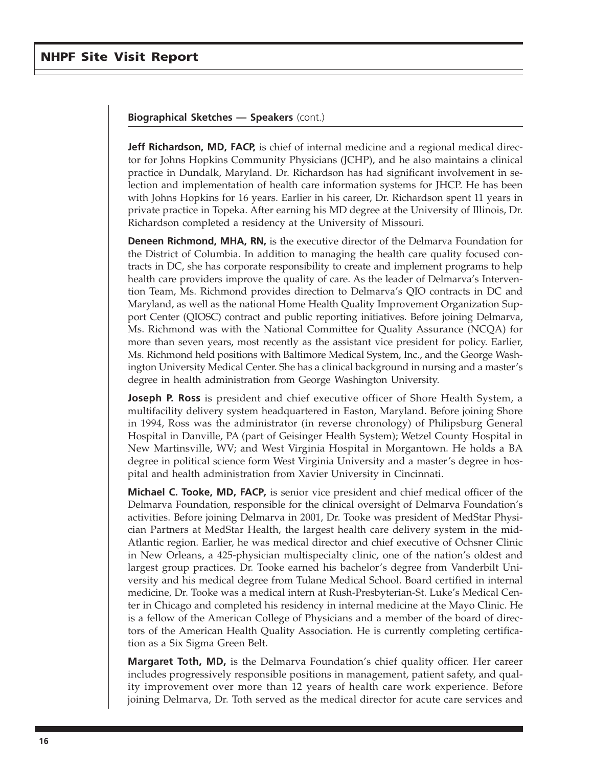**Biographical Sketches — Speakers** (cont.)

**Jeff Richardson, MD, FACP,** is chief of internal medicine and a regional medical director for Johns Hopkins Community Physicians (JCHP), and he also maintains a clinical practice in Dundalk, Maryland. Dr. Richardson has had significant involvement in selection and implementation of health care information systems for JHCP. He has been with Johns Hopkins for 16 years. Earlier in his career, Dr. Richardson spent 11 years in private practice in Topeka. After earning his MD degree at the University of Illinois, Dr. Richardson completed a residency at the University of Missouri.

**Deneen Richmond, MHA, RN,** is the executive director of the Delmarva Foundation for the District of Columbia. In addition to managing the health care quality focused contracts in DC, she has corporate responsibility to create and implement programs to help health care providers improve the quality of care. As the leader of Delmarva's Intervention Team, Ms. Richmond provides direction to Delmarva's QIO contracts in DC and Maryland, as well as the national Home Health Quality Improvement Organization Support Center (QIOSC) contract and public reporting initiatives. Before joining Delmarva, Ms. Richmond was with the National Committee for Quality Assurance (NCQA) for more than seven years, most recently as the assistant vice president for policy. Earlier, Ms. Richmond held positions with Baltimore Medical System, Inc., and the George Washington University Medical Center. She has a clinical background in nursing and a master's degree in health administration from George Washington University.

**Joseph P. Ross** is president and chief executive officer of Shore Health System, a multifacility delivery system headquartered in Easton, Maryland. Before joining Shore in 1994, Ross was the administrator (in reverse chronology) of Philipsburg General Hospital in Danville, PA (part of Geisinger Health System); Wetzel County Hospital in New Martinsville, WV; and West Virginia Hospital in Morgantown. He holds a BA degree in political science form West Virginia University and a master's degree in hospital and health administration from Xavier University in Cincinnati.

**Michael C. Tooke, MD, FACP,** is senior vice president and chief medical officer of the Delmarva Foundation, responsible for the clinical oversight of Delmarva Foundation's activities. Before joining Delmarva in 2001, Dr. Tooke was president of MedStar Physician Partners at MedStar Health, the largest health care delivery system in the mid-Atlantic region. Earlier, he was medical director and chief executive of Ochsner Clinic in New Orleans, a 425-physician multispecialty clinic, one of the nation's oldest and largest group practices. Dr. Tooke earned his bachelor's degree from Vanderbilt University and his medical degree from Tulane Medical School. Board certified in internal medicine, Dr. Tooke was a medical intern at Rush-Presbyterian-St. Luke's Medical Center in Chicago and completed his residency in internal medicine at the Mayo Clinic. He is a fellow of the American College of Physicians and a member of the board of directors of the American Health Quality Association. He is currently completing certification as a Six Sigma Green Belt.

**Margaret Toth, MD,** is the Delmarva Foundation's chief quality officer. Her career includes progressively responsible positions in management, patient safety, and quality improvement over more than 12 years of health care work experience. Before joining Delmarva, Dr. Toth served as the medical director for acute care services and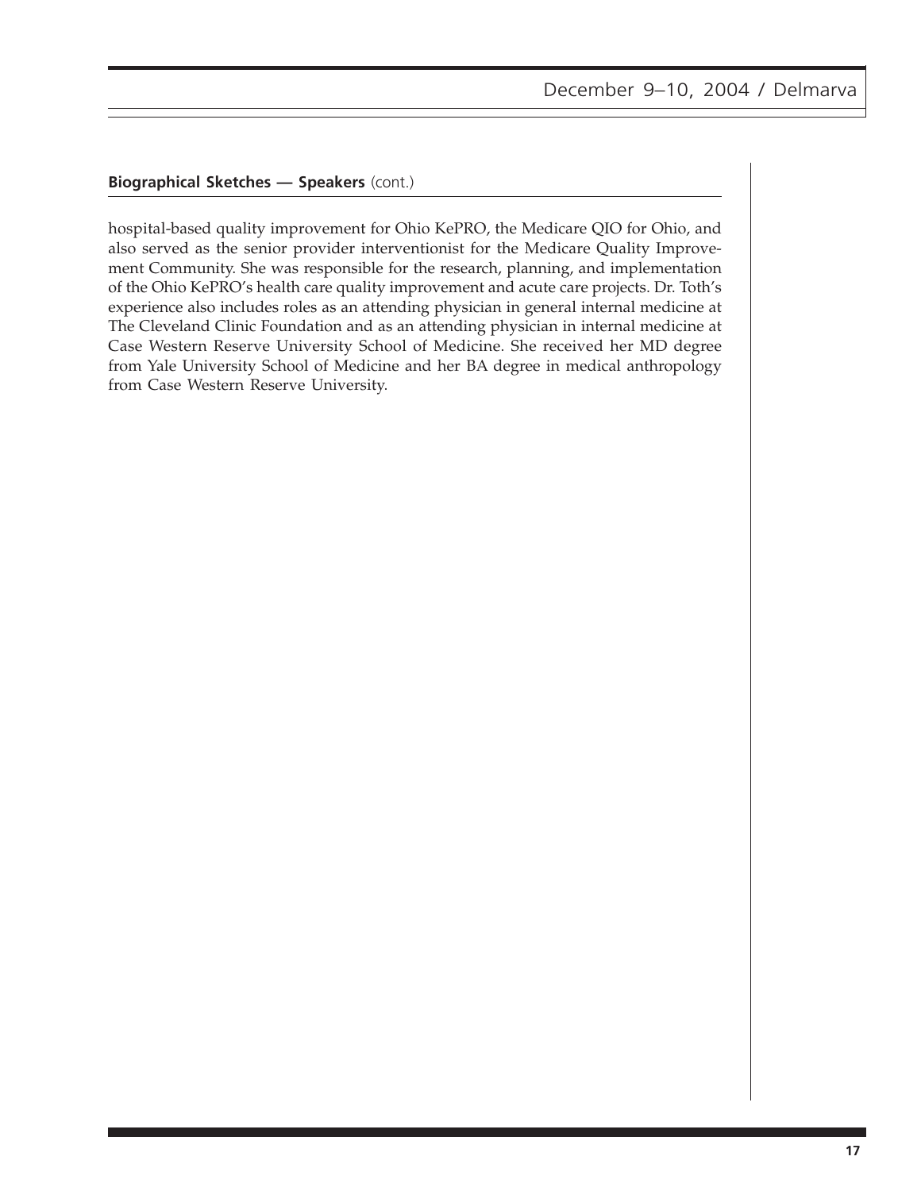**Biographical Sketches — Speakers** (cont.)

hospital-based quality improvement for Ohio KePRO, the Medicare QIO for Ohio, and also served as the senior provider interventionist for the Medicare Quality Improvement Community. She was responsible for the research, planning, and implementation of the Ohio KePRO's health care quality improvement and acute care projects. Dr. Toth's experience also includes roles as an attending physician in general internal medicine at The Cleveland Clinic Foundation and as an attending physician in internal medicine at Case Western Reserve University School of Medicine. She received her MD degree from Yale University School of Medicine and her BA degree in medical anthropology from Case Western Reserve University.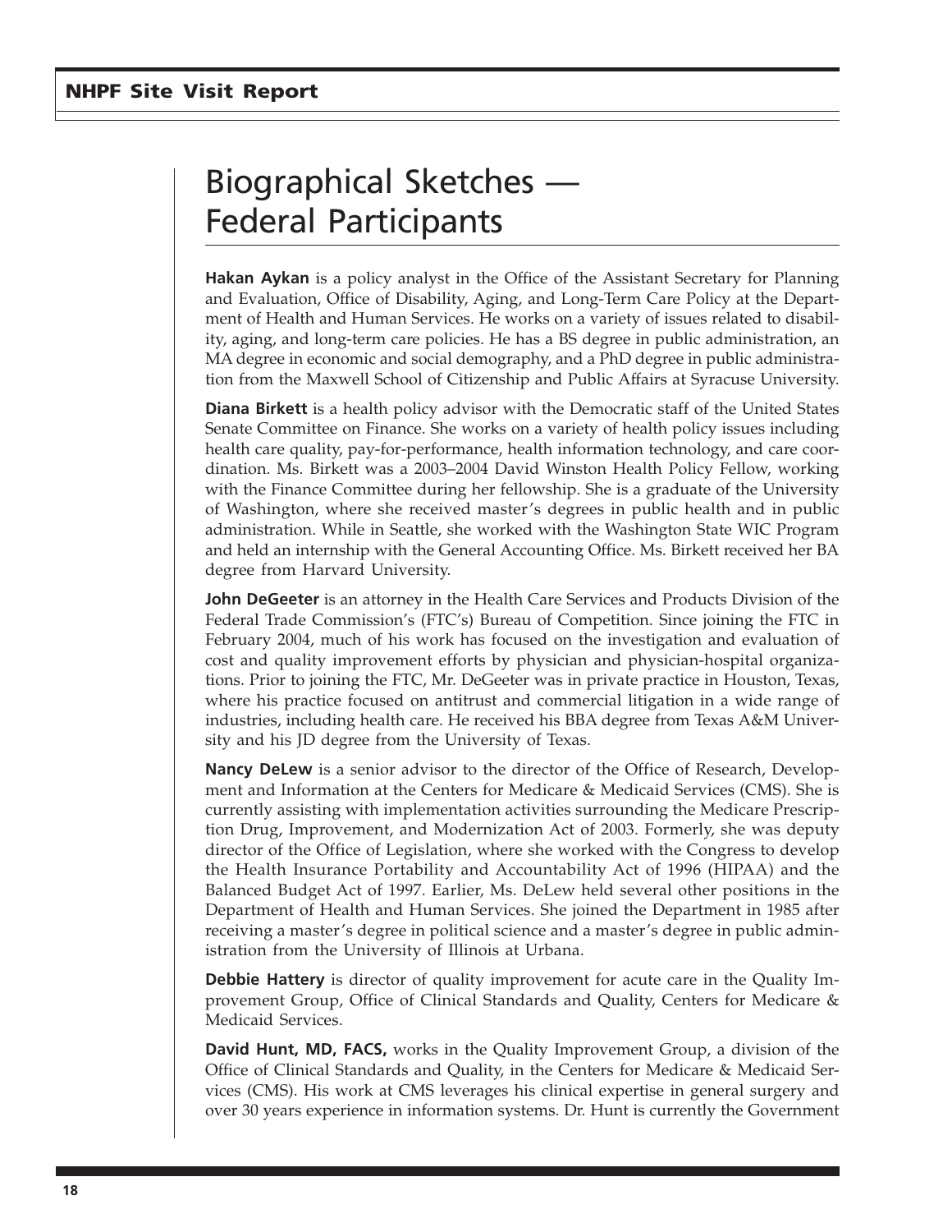# Biographical Sketches — Federal Participants

**Hakan Aykan** is a policy analyst in the Office of the Assistant Secretary for Planning and Evaluation, Office of Disability, Aging, and Long-Term Care Policy at the Department of Health and Human Services. He works on a variety of issues related to disability, aging, and long-term care policies. He has a BS degree in public administration, an MA degree in economic and social demography, and a PhD degree in public administration from the Maxwell School of Citizenship and Public Affairs at Syracuse University.

**Diana Birkett** is a health policy advisor with the Democratic staff of the United States Senate Committee on Finance. She works on a variety of health policy issues including health care quality, pay-for-performance, health information technology, and care coordination. Ms. Birkett was a 2003–2004 David Winston Health Policy Fellow, working with the Finance Committee during her fellowship. She is a graduate of the University of Washington, where she received master's degrees in public health and in public administration. While in Seattle, she worked with the Washington State WIC Program and held an internship with the General Accounting Office. Ms. Birkett received her BA degree from Harvard University.

**John DeGeeter** is an attorney in the Health Care Services and Products Division of the Federal Trade Commission's (FTC's) Bureau of Competition. Since joining the FTC in February 2004, much of his work has focused on the investigation and evaluation of cost and quality improvement efforts by physician and physician-hospital organizations. Prior to joining the FTC, Mr. DeGeeter was in private practice in Houston, Texas, where his practice focused on antitrust and commercial litigation in a wide range of industries, including health care. He received his BBA degree from Texas A&M University and his JD degree from the University of Texas.

**Nancy DeLew** is a senior advisor to the director of the Office of Research, Development and Information at the Centers for Medicare & Medicaid Services (CMS). She is currently assisting with implementation activities surrounding the Medicare Prescription Drug, Improvement, and Modernization Act of 2003. Formerly, she was deputy director of the Office of Legislation, where she worked with the Congress to develop the Health Insurance Portability and Accountability Act of 1996 (HIPAA) and the Balanced Budget Act of 1997. Earlier, Ms. DeLew held several other positions in the Department of Health and Human Services. She joined the Department in 1985 after receiving a master's degree in political science and a master's degree in public administration from the University of Illinois at Urbana.

**Debbie Hattery** is director of quality improvement for acute care in the Quality Improvement Group, Office of Clinical Standards and Quality, Centers for Medicare & Medicaid Services.

**David Hunt, MD, FACS,** works in the Quality Improvement Group, a division of the Office of Clinical Standards and Quality, in the Centers for Medicare & Medicaid Services (CMS). His work at CMS leverages his clinical expertise in general surgery and over 30 years experience in information systems. Dr. Hunt is currently the Government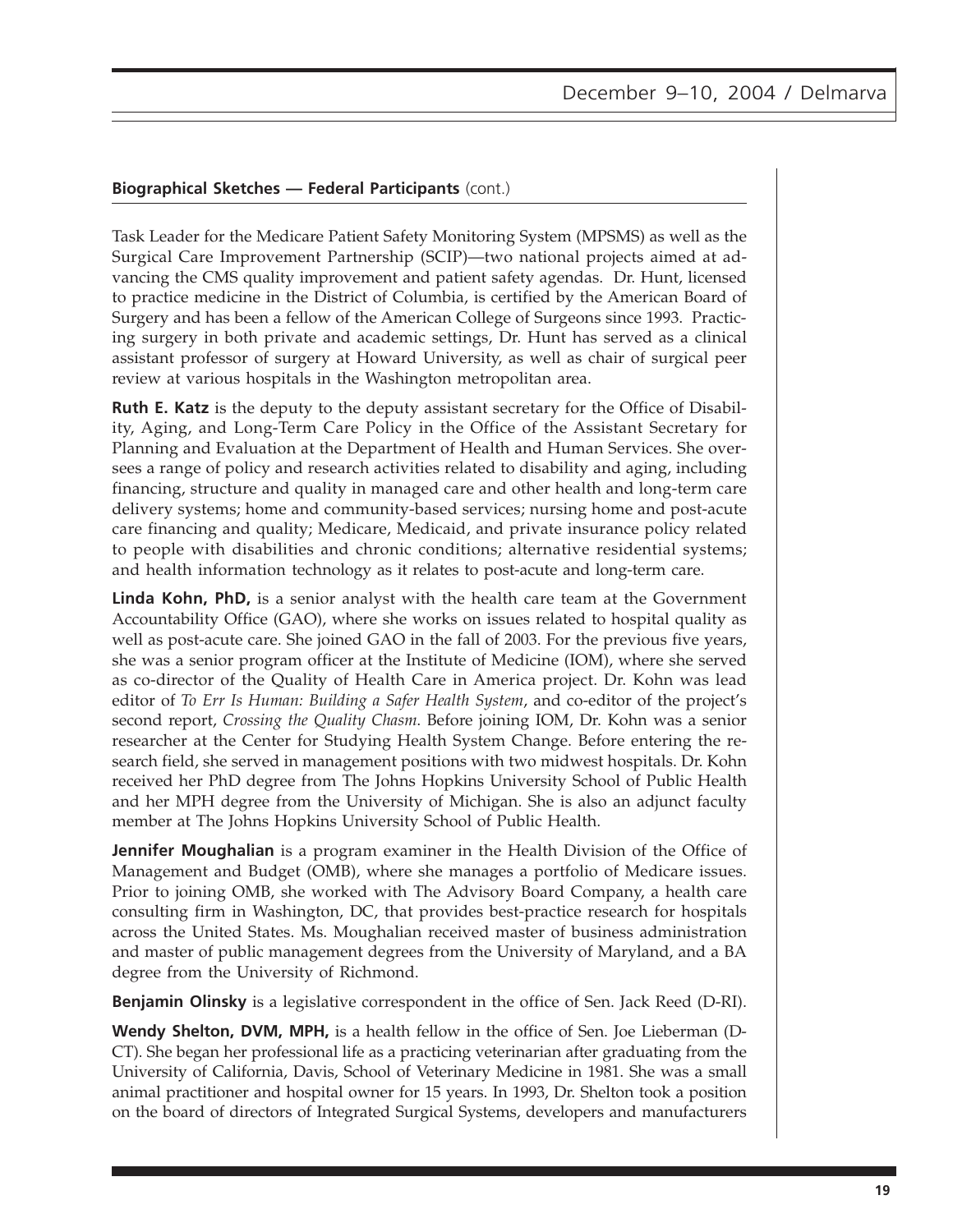**Biographical Sketches — Federal Participants** (cont.)

Task Leader for the Medicare Patient Safety Monitoring System (MPSMS) as well as the Surgical Care Improvement Partnership (SCIP)—two national projects aimed at advancing the CMS quality improvement and patient safety agendas. Dr. Hunt, licensed to practice medicine in the District of Columbia, is certified by the American Board of Surgery and has been a fellow of the American College of Surgeons since 1993. Practicing surgery in both private and academic settings, Dr. Hunt has served as a clinical assistant professor of surgery at Howard University, as well as chair of surgical peer review at various hospitals in the Washington metropolitan area.

**Ruth E. Katz** is the deputy to the deputy assistant secretary for the Office of Disability, Aging, and Long-Term Care Policy in the Office of the Assistant Secretary for Planning and Evaluation at the Department of Health and Human Services. She oversees a range of policy and research activities related to disability and aging, including financing, structure and quality in managed care and other health and long-term care delivery systems; home and community-based services; nursing home and post-acute care financing and quality; Medicare, Medicaid, and private insurance policy related to people with disabilities and chronic conditions; alternative residential systems; and health information technology as it relates to post-acute and long-term care.

**Linda Kohn, PhD,** is a senior analyst with the health care team at the Government Accountability Office (GAO), where she works on issues related to hospital quality as well as post-acute care. She joined GAO in the fall of 2003. For the previous five years, she was a senior program officer at the Institute of Medicine (IOM), where she served as co-director of the Quality of Health Care in America project. Dr. Kohn was lead editor of *To Err Is Human: Building a Safer Health System*, and co-editor of the project's second report, *Crossing the Quality Chasm*. Before joining IOM, Dr. Kohn was a senior researcher at the Center for Studying Health System Change. Before entering the research field, she served in management positions with two midwest hospitals. Dr. Kohn received her PhD degree from The Johns Hopkins University School of Public Health and her MPH degree from the University of Michigan. She is also an adjunct faculty member at The Johns Hopkins University School of Public Health.

**Jennifer Moughalian** is a program examiner in the Health Division of the Office of Management and Budget (OMB), where she manages a portfolio of Medicare issues. Prior to joining OMB, she worked with The Advisory Board Company, a health care consulting firm in Washington, DC, that provides best-practice research for hospitals across the United States. Ms. Moughalian received master of business administration and master of public management degrees from the University of Maryland, and a BA degree from the University of Richmond.

**Benjamin Olinsky** is a legislative correspondent in the office of Sen. Jack Reed (D-RI).

**Wendy Shelton, DVM, MPH,** is a health fellow in the office of Sen. Joe Lieberman (D-CT). She began her professional life as a practicing veterinarian after graduating from the University of California, Davis, School of Veterinary Medicine in 1981. She was a small animal practitioner and hospital owner for 15 years. In 1993, Dr. Shelton took a position on the board of directors of Integrated Surgical Systems, developers and manufacturers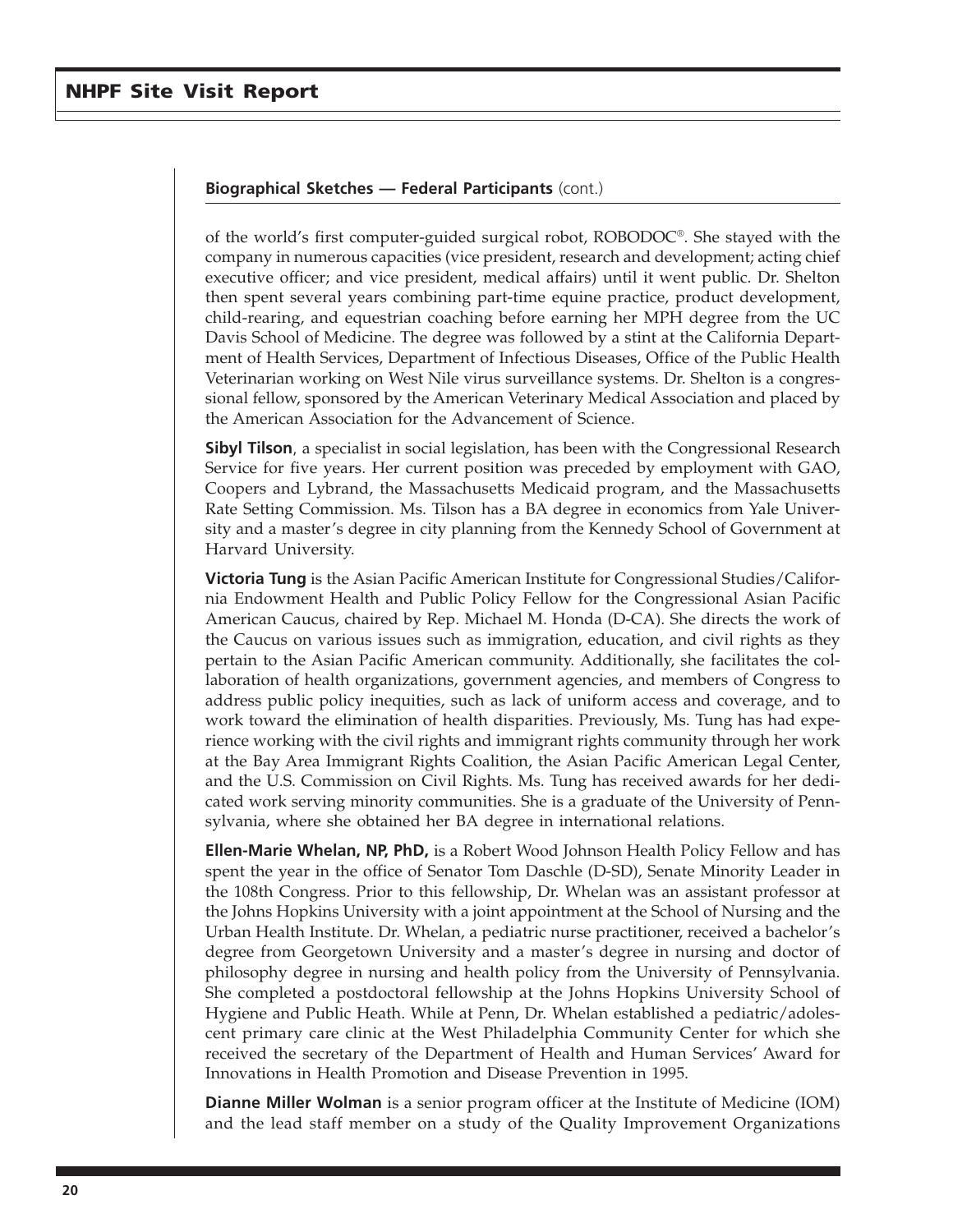**Biographical Sketches — Federal Participants** (cont.)

of the world's first computer-guided surgical robot, ROBODOC®. She stayed with the company in numerous capacities (vice president, research and development; acting chief executive officer; and vice president, medical affairs) until it went public. Dr. Shelton then spent several years combining part-time equine practice, product development, child-rearing, and equestrian coaching before earning her MPH degree from the UC Davis School of Medicine. The degree was followed by a stint at the California Department of Health Services, Department of Infectious Diseases, Office of the Public Health Veterinarian working on West Nile virus surveillance systems. Dr. Shelton is a congressional fellow, sponsored by the American Veterinary Medical Association and placed by the American Association for the Advancement of Science.

**Sibyl Tilson**, a specialist in social legislation, has been with the Congressional Research Service for five years. Her current position was preceded by employment with GAO, Coopers and Lybrand, the Massachusetts Medicaid program, and the Massachusetts Rate Setting Commission. Ms. Tilson has a BA degree in economics from Yale University and a master's degree in city planning from the Kennedy School of Government at Harvard University.

**Victoria Tung** is the Asian Pacific American Institute for Congressional Studies/California Endowment Health and Public Policy Fellow for the Congressional Asian Pacific American Caucus, chaired by Rep. Michael M. Honda (D-CA). She directs the work of the Caucus on various issues such as immigration, education, and civil rights as they pertain to the Asian Pacific American community. Additionally, she facilitates the collaboration of health organizations, government agencies, and members of Congress to address public policy inequities, such as lack of uniform access and coverage, and to work toward the elimination of health disparities. Previously, Ms. Tung has had experience working with the civil rights and immigrant rights community through her work at the Bay Area Immigrant Rights Coalition, the Asian Pacific American Legal Center, and the U.S. Commission on Civil Rights. Ms. Tung has received awards for her dedicated work serving minority communities. She is a graduate of the University of Pennsylvania, where she obtained her BA degree in international relations.

**Ellen-Marie Whelan, NP, PhD,** is a Robert Wood Johnson Health Policy Fellow and has spent the year in the office of Senator Tom Daschle (D-SD), Senate Minority Leader in the 108th Congress. Prior to this fellowship, Dr. Whelan was an assistant professor at the Johns Hopkins University with a joint appointment at the School of Nursing and the Urban Health Institute. Dr. Whelan, a pediatric nurse practitioner, received a bachelor's degree from Georgetown University and a master's degree in nursing and doctor of philosophy degree in nursing and health policy from the University of Pennsylvania. She completed a postdoctoral fellowship at the Johns Hopkins University School of Hygiene and Public Heath. While at Penn, Dr. Whelan established a pediatric/adolescent primary care clinic at the West Philadelphia Community Center for which she received the secretary of the Department of Health and Human Services' Award for Innovations in Health Promotion and Disease Prevention in 1995.

**Dianne Miller Wolman** is a senior program officer at the Institute of Medicine (IOM) and the lead staff member on a study of the Quality Improvement Organizations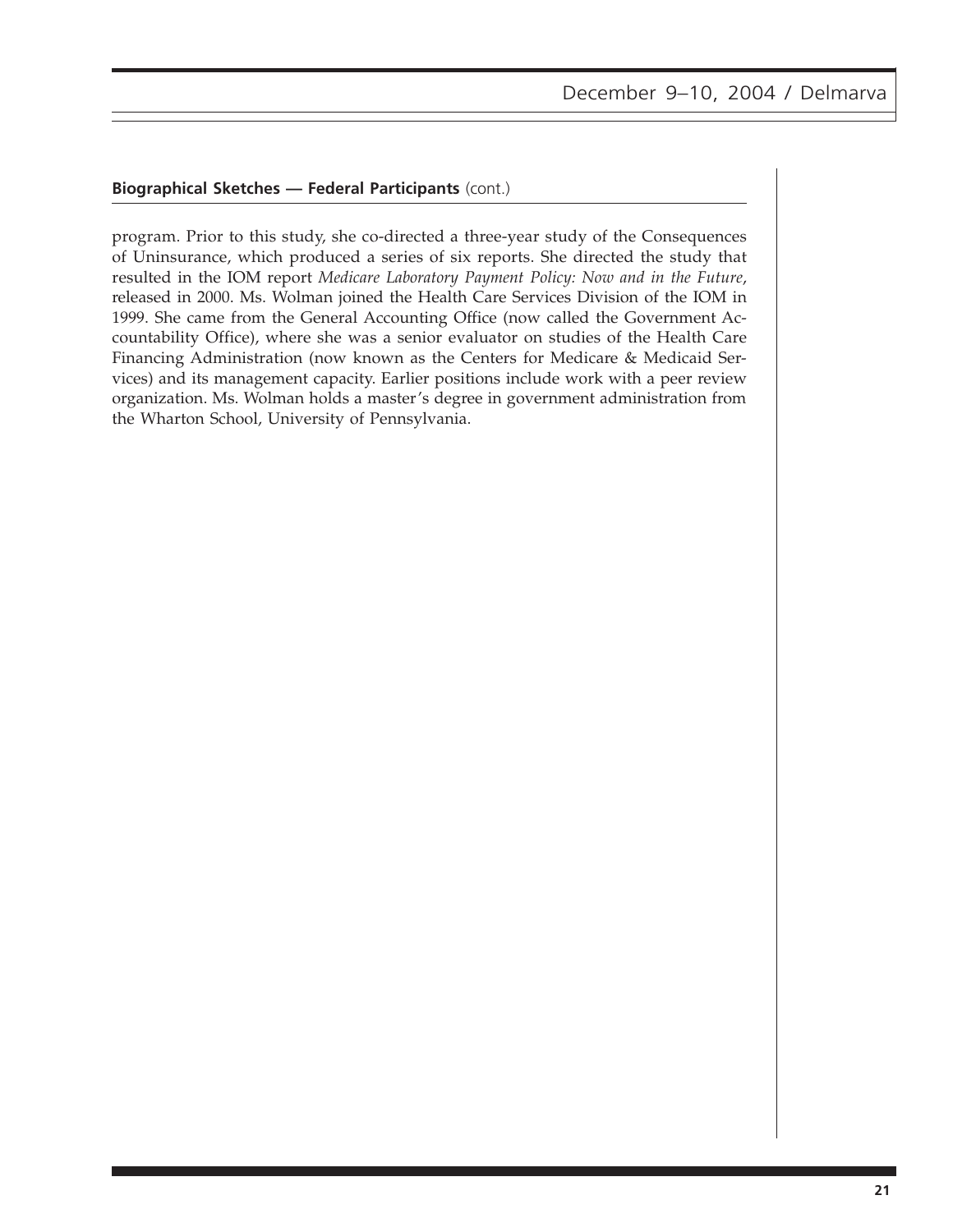**Biographical Sketches — Federal Participants** (cont.)

program. Prior to this study, she co-directed a three-year study of the Consequences of Uninsurance, which produced a series of six reports. She directed the study that resulted in the IOM report *Medicare Laboratory Payment Policy: Now and in the Future*, released in 2000. Ms. Wolman joined the Health Care Services Division of the IOM in 1999. She came from the General Accounting Office (now called the Government Accountability Office), where she was a senior evaluator on studies of the Health Care Financing Administration (now known as the Centers for Medicare & Medicaid Services) and its management capacity. Earlier positions include work with a peer review organization. Ms. Wolman holds a master's degree in government administration from the Wharton School, University of Pennsylvania.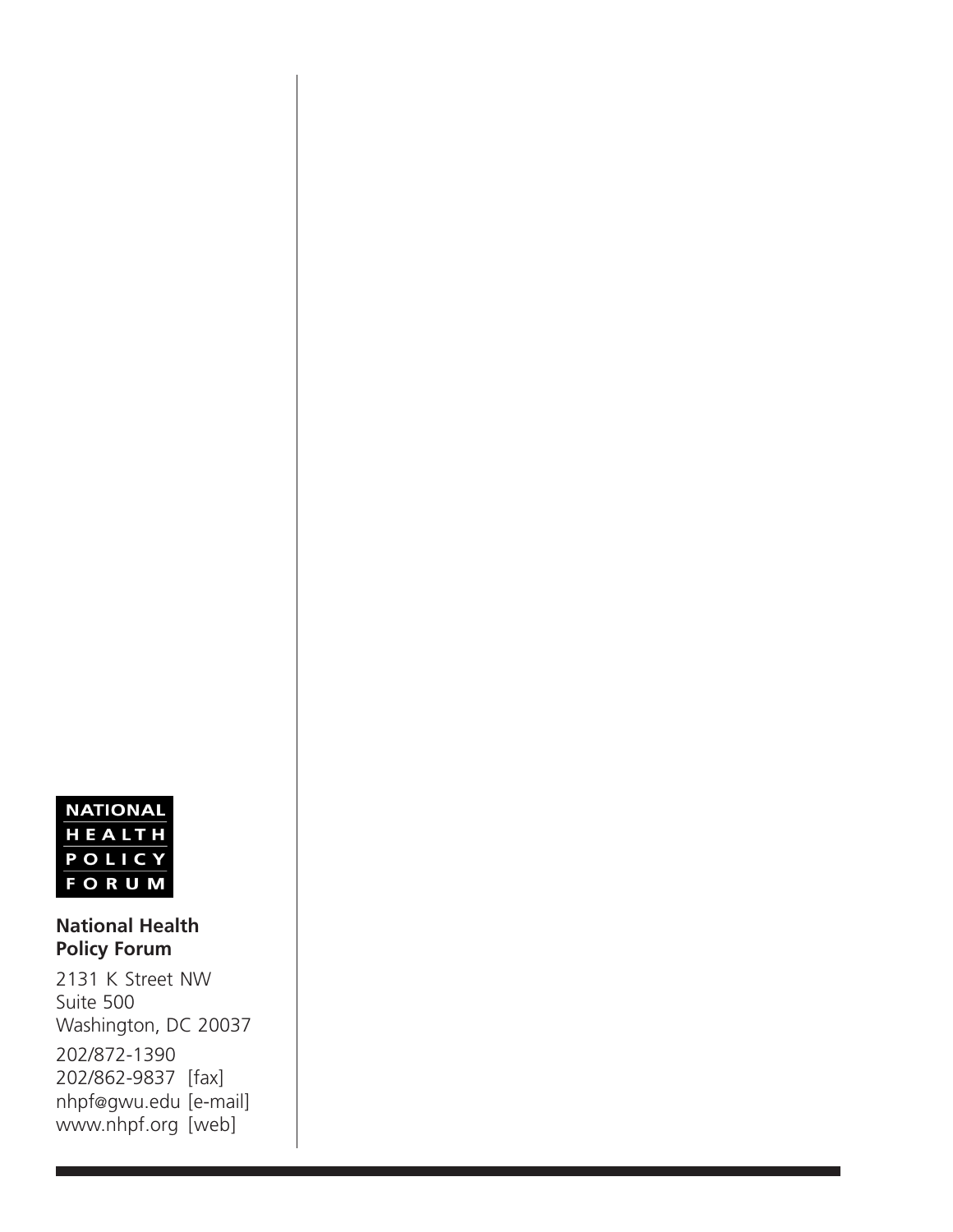NATIONAL
HEALTH
POLICY
FORUM

**National Health Policy Forum**

2131 K Street NW
Suite 500
Washington, DC 20037

202/872-1390
202/862-9837 [fax]
nhpf@gwu.edu [e-mail]
www.nhpf.org [web]